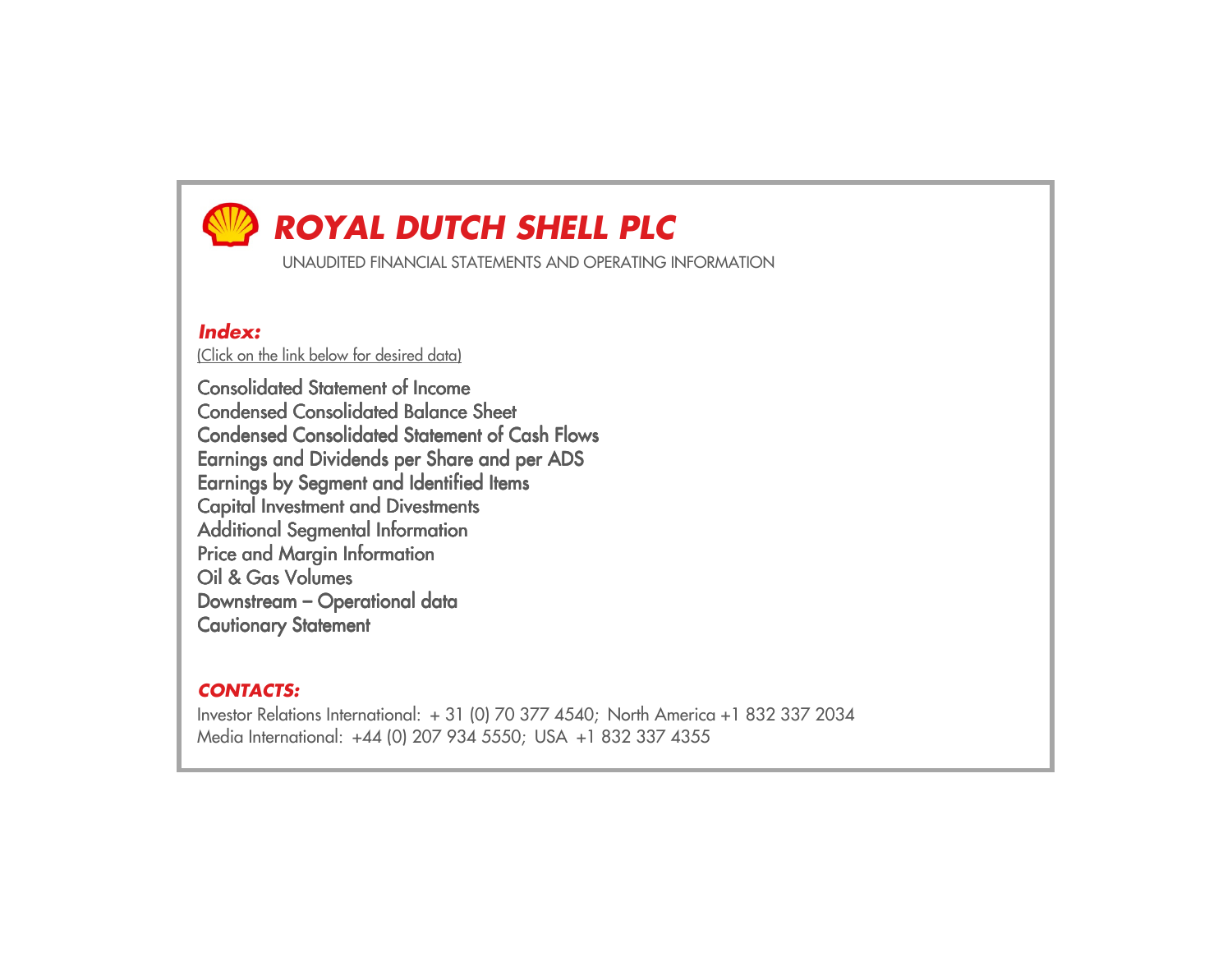# ROYAL DUTCH SHELL PLC

UNAUDITED FINANCIAL STATEMENTS AND OPERATING INFORMATION

***Index:***

(Click on the link below for desired data)

Consolidated Statement of Income
Condensed Consolidated Balance Sheet
Condensed Consolidated Statement of Cash Flows
Earnings and Dividends per Share and per ADS
Earnings by Segment and Identified Items
Capital Investment and Divestments
Additional Segmental Information
Price and Margin Information
Oil & Gas Volumes
Downstream – Operational data
Cautionary Statement

***CONTACTS:***

Investor Relations International: + 31 (0) 70 377 4540; North America +1 832 337 2034
Media International: +44 (0) 207 934 5550; USA +1 832 337 4355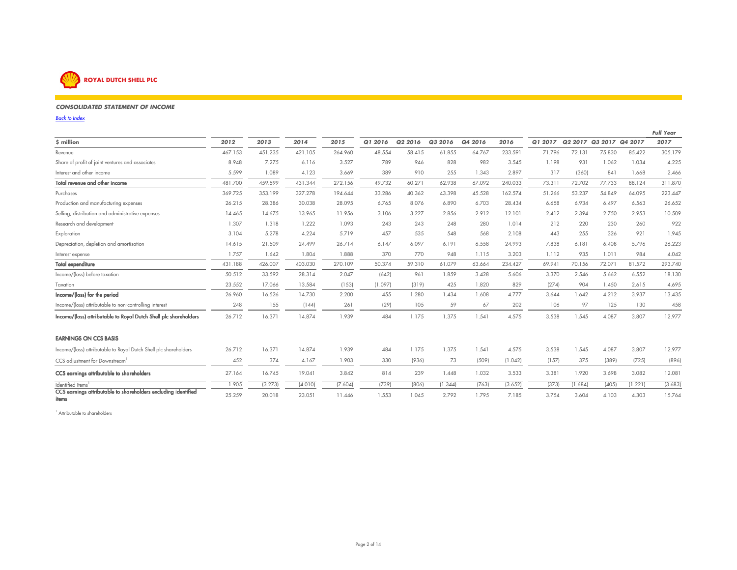**ROYAL DUTCH SHELL PLC**

## *CONSOLIDATED STATEMENT OF INCOME*

*Back to Index*

| $ million | 2012 | 2013 | 2014 | 2015 | Q1 2016 | Q2 2016 | Q3 2016 | Q4 2016 | 2016 | Q1 2017 | Q2 2017 | Q3 2017 | Q4 2017 | Full Year 2017 |
|---|---|---|---|---|---|---|---|---|---|---|---|---|---|---|
| Revenue | 467.153 | 451.235 | 421.105 | 264.960 | 48.554 | 58.415 | 61.855 | 64.767 | 233.591 | 71.796 | 72.131 | 75.830 | 85.422 | 305.179 |
| Share of profit of joint ventures and associates | 8.948 | 7.275 | 6.116 | 3.527 | 789 | 946 | 828 | 982 | 3.545 | 1.198 | 931 | 1.062 | 1.034 | 4.225 |
| Interest and other income | 5.599 | 1.089 | 4.123 | 3.669 | 389 | 910 | 255 | 1.343 | 2.897 | 317 | (360) | 841 | 1.668 | 2.466 |
| **Total revenue and other income** | 481.700 | 459.599 | 431.344 | 272.156 | 49.732 | 60.271 | 62.938 | 67.092 | 240.033 | 73.311 | 72.702 | 77.733 | 88.124 | 311.870 |
| Purchases | 369.725 | 353.199 | 327.278 | 194.644 | 33.286 | 40.362 | 43.398 | 45.528 | 162.574 | 51.266 | 53.237 | 54.849 | 64.095 | 223.447 |
| Production and manufacturing expenses | 26.215 | 28.386 | 30.038 | 28.095 | 6.765 | 8.076 | 6.890 | 6.703 | 28.434 | 6.658 | 6.934 | 6.497 | 6.563 | 26.652 |
| Selling, distribution and administrative expenses | 14.465 | 14.675 | 13.965 | 11.956 | 3.106 | 3.227 | 2.856 | 2.912 | 12.101 | 2.412 | 2.394 | 2.750 | 2.953 | 10.509 |
| Research and development | 1.307 | 1.318 | 1.222 | 1.093 | 243 | 243 | 248 | 280 | 1.014 | 212 | 220 | 230 | 260 | 922 |
| Exploration | 3.104 | 5.278 | 4.224 | 5.719 | 457 | 535 | 548 | 568 | 2.108 | 443 | 255 | 326 | 921 | 1.945 |
| Depreciation, depletion and amortisation | 14.615 | 21.509 | 24.499 | 26.714 | 6.147 | 6.097 | 6.191 | 6.558 | 24.993 | 7.838 | 6.181 | 6.408 | 5.796 | 26.223 |
| Interest expense | 1.757 | 1.642 | 1.804 | 1.888 | 370 | 770 | 948 | 1.115 | 3.203 | 1.112 | 935 | 1.011 | 984 | 4.042 |
| **Total expenditure** | 431.188 | 426.007 | 403.030 | 270.109 | 50.374 | 59.310 | 61.079 | 63.664 | 234.427 | 69.941 | 70.156 | 72.071 | 81.572 | 293.740 |
| Income/(loss) before taxation | 50.512 | 33.592 | 28.314 | 2.047 | (642) | 961 | 1.859 | 3.428 | 5.606 | 3.370 | 2.546 | 5.662 | 6.552 | 18.130 |
| Taxation | 23.552 | 17.066 | 13.584 | (153) | (1.097) | (319) | 425 | 1.820 | 829 | (274) | 904 | 1.450 | 2.615 | 4.695 |
| **Income/(loss) for the period** | 26.960 | 16.526 | 14.730 | 2.200 | 455 | 1.280 | 1.434 | 1.608 | 4.777 | 3.644 | 1.642 | 4.212 | 3.937 | 13.435 |
| Income/(loss) attributable to non-controlling interest | 248 | 155 | (144) | 261 | (29) | 105 | 59 | 67 | 202 | 106 | 97 | 125 | 130 | 458 |
| **Income/(loss) attributable to Royal Dutch Shell plc shareholders** | 26.712 | 16.371 | 14.874 | 1.939 | 484 | 1.175 | 1.375 | 1.541 | 4.575 | 3.538 | 1.545 | 4.087 | 3.807 | 12.977 |
| | | | | | | | | | | | | | | |
| **EARNINGS ON CCS BASIS** | | | | | | | | | | | | | | |
| Income/(loss) attributable to Royal Dutch Shell plc shareholders | 26.712 | 16.371 | 14.874 | 1.939 | 484 | 1.175 | 1.375 | 1.541 | 4.575 | 3.538 | 1.545 | 4.087 | 3.807 | 12.977 |
| CCS adjustment for Downstream[1] | 452 | 374 | 4.167 | 1.903 | 330 | (936) | 73 | (509) | (1.042) | (157) | 375 | (389) | (725) | (896) |
| **CCS earnings attributable to shareholders** | 27.164 | 16.745 | 19.041 | 3.842 | 814 | 239 | 1.448 | 1.032 | 3.533 | 3.381 | 1.920 | 3.698 | 3.082 | 12.081 |
| Identified Items[1] | 1.905 | (3.273) | (4.010) | (7.604) | (739) | (806) | (1.344) | (763) | (3.652) | (373) | (1.684) | (405) | (1.221) | (3.683) |
| **CCS earnings attributable to shareholders excluding identified items** | 25.259 | 20.018 | 23.051 | 11.446 | 1.553 | 1.045 | 2.792 | 1.795 | 7.185 | 3.754 | 3.604 | 4.103 | 4.303 | 15.764 |

[1] Attributable to shareholders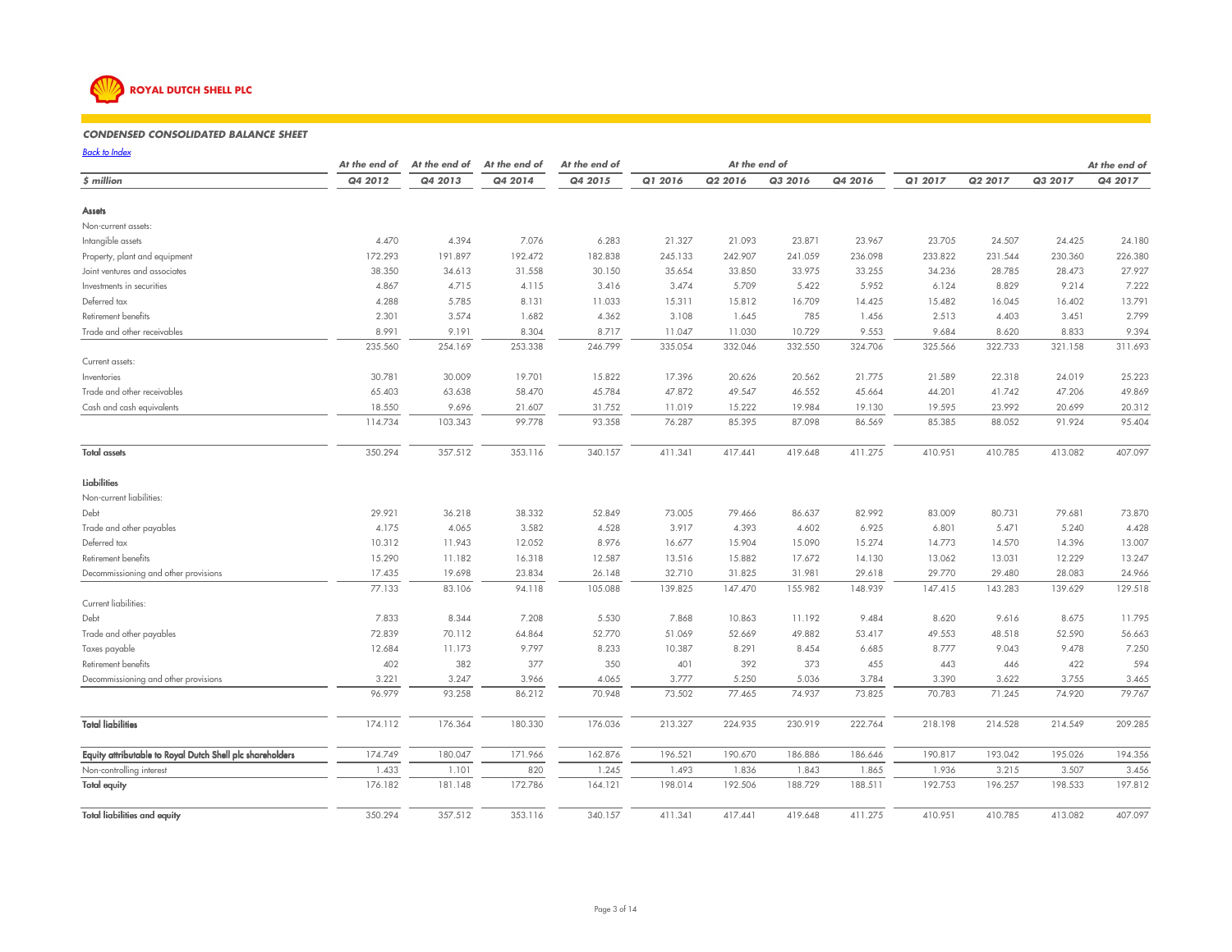ROYAL DUTCH SHELL PLC

### CONDENSED CONSOLIDATED BALANCE SHEET

Back to Index

| $ million | At the end of Q4 2012 | At the end of Q4 2013 | At the end of Q4 2014 | At the end of Q4 2015 | At the end of Q1 2016 | Q2 2016 | Q3 2016 | Q4 2016 | Q1 2017 | Q2 2017 | Q3 2017 | At the end of Q4 2017 |
|---|---|---|---|---|---|---|---|---|---|---|---|---|
| **Assets** | | | | | | | | | | | | |
| Non-current assets: | | | | | | | | | | | | |
| Intangible assets | 4.470 | 4.394 | 7.076 | 6.283 | 21.327 | 21.093 | 23.871 | 23.967 | 23.705 | 24.507 | 24.425 | 24.180 |
| Property, plant and equipment | 172.293 | 191.897 | 192.472 | 182.838 | 245.133 | 242.907 | 241.059 | 236.098 | 233.822 | 231.544 | 230.360 | 226.380 |
| Joint ventures and associates | 38.350 | 34.613 | 31.558 | 30.150 | 35.654 | 33.850 | 33.975 | 33.255 | 34.236 | 28.785 | 28.473 | 27.927 |
| Investments in securities | 4.867 | 4.715 | 4.115 | 3.416 | 3.474 | 5.709 | 5.422 | 5.952 | 6.124 | 8.829 | 9.214 | 7.222 |
| Deferred tax | 4.288 | 5.785 | 8.131 | 11.033 | 15.311 | 15.812 | 16.709 | 14.425 | 15.482 | 16.045 | 16.402 | 13.791 |
| Retirement benefits | 2.301 | 3.574 | 1.682 | 4.362 | 3.108 | 1.645 | 785 | 1.456 | 2.513 | 4.403 | 3.451 | 2.799 |
| Trade and other receivables | 8.991 | 9.191 | 8.304 | 8.717 | 11.047 | 11.030 | 10.729 | 9.553 | 9.684 | 8.620 | 8.833 | 9.394 |
| | 235.560 | 254.169 | 253.338 | 246.799 | 335.054 | 332.046 | 332.550 | 324.706 | 325.566 | 322.733 | 321.158 | 311.693 |
| Current assets: | | | | | | | | | | | | |
| Inventories | 30.781 | 30.009 | 19.701 | 15.822 | 17.396 | 20.626 | 20.562 | 21.775 | 21.589 | 22.318 | 24.019 | 25.223 |
| Trade and other receivables | 65.403 | 63.638 | 58.470 | 45.784 | 47.872 | 49.547 | 46.552 | 45.664 | 44.201 | 41.742 | 47.206 | 49.869 |
| Cash and cash equivalents | 18.550 | 9.696 | 21.607 | 31.752 | 11.019 | 15.222 | 19.984 | 19.130 | 19.595 | 23.992 | 20.699 | 20.312 |
| | 114.734 | 103.343 | 99.778 | 93.358 | 76.287 | 85.395 | 87.098 | 86.569 | 85.385 | 88.052 | 91.924 | 95.404 |
| **Total assets** | 350.294 | 357.512 | 353.116 | 340.157 | 411.341 | 417.441 | 419.648 | 411.275 | 410.951 | 410.785 | 413.082 | 407.097 |
| **Liabilities** | | | | | | | | | | | | |
| Non-current liabilities: | | | | | | | | | | | | |
| Debt | 29.921 | 36.218 | 38.332 | 52.849 | 73.005 | 79.466 | 86.637 | 82.992 | 83.009 | 80.731 | 79.681 | 73.870 |
| Trade and other payables | 4.175 | 4.065 | 3.582 | 4.528 | 3.917 | 4.393 | 4.602 | 6.925 | 6.801 | 5.471 | 5.240 | 4.428 |
| Deferred tax | 10.312 | 11.943 | 12.052 | 8.976 | 16.677 | 15.904 | 15.090 | 15.274 | 14.773 | 14.570 | 14.396 | 13.007 |
| Retirement benefits | 15.290 | 11.182 | 16.318 | 12.587 | 13.516 | 15.882 | 17.672 | 14.130 | 13.062 | 13.031 | 12.229 | 13.247 |
| Decommissioning and other provisions | 17.435 | 19.698 | 23.834 | 26.148 | 32.710 | 31.825 | 31.981 | 29.618 | 29.770 | 29.480 | 28.083 | 24.966 |
| | 77.133 | 83.106 | 94.118 | 105.088 | 139.825 | 147.470 | 155.982 | 148.939 | 147.415 | 143.283 | 139.629 | 129.518 |
| Current liabilities: | | | | | | | | | | | | |
| Debt | 7.833 | 8.344 | 7.208 | 5.530 | 7.868 | 10.863 | 11.192 | 9.484 | 8.620 | 9.616 | 8.675 | 11.795 |
| Trade and other payables | 72.839 | 70.112 | 64.864 | 52.770 | 51.069 | 52.669 | 49.882 | 53.417 | 49.553 | 48.518 | 52.590 | 56.663 |
| Taxes payable | 12.684 | 11.173 | 9.797 | 8.233 | 10.387 | 8.291 | 8.454 | 6.685 | 8.777 | 9.043 | 9.478 | 7.250 |
| Retirement benefits | 402 | 382 | 377 | 350 | 401 | 392 | 373 | 455 | 443 | 446 | 422 | 594 |
| Decommissioning and other provisions | 3.221 | 3.247 | 3.966 | 4.065 | 3.777 | 5.250 | 5.036 | 3.784 | 3.390 | 3.622 | 3.755 | 3.465 |
| | 96.979 | 93.258 | 86.212 | 70.948 | 73.502 | 77.465 | 74.937 | 73.825 | 70.783 | 71.245 | 74.920 | 79.767 |
| **Total liabilities** | 174.112 | 176.364 | 180.330 | 176.036 | 213.327 | 224.935 | 230.919 | 222.764 | 218.198 | 214.528 | 214.549 | 209.285 |
| **Equity attributable to Royal Dutch Shell plc shareholders** | 174.749 | 180.047 | 171.966 | 162.876 | 196.521 | 190.670 | 186.886 | 186.646 | 190.817 | 193.042 | 195.026 | 194.356 |
| Non-controlling interest | 1.433 | 1.101 | 820 | 1.245 | 1.493 | 1.836 | 1.843 | 1.865 | 1.936 | 3.215 | 3.507 | 3.456 |
| **Total equity** | 176.182 | 181.148 | 172.786 | 164.121 | 198.014 | 192.506 | 188.729 | 188.511 | 192.753 | 196.257 | 198.533 | 197.812 |
| **Total liabilities and equity** | 350.294 | 357.512 | 353.116 | 340.157 | 411.341 | 417.441 | 419.648 | 411.275 | 410.951 | 410.785 | 413.082 | 407.097 |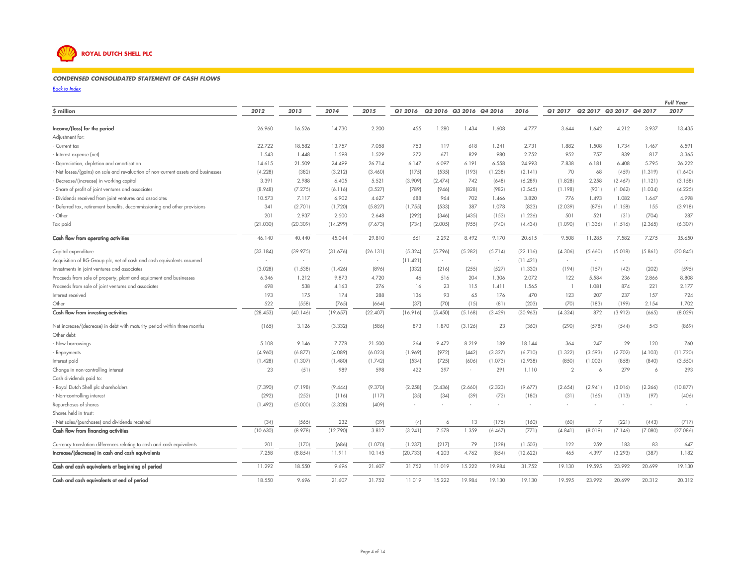**ROYAL DUTCH SHELL PLC**

***CONDENSED CONSOLIDATED STATEMENT OF CASH FLOWS***

*Back to Index*

| $ million | 2012 | 2013 | 2014 | 2015 | Q1 2016 | Q2 2016 | Q3 2016 | Q4 2016 | 2016 | Q1 2017 | Q2 2017 | Q3 2017 | Q4 2017 | Full Year 2017 |
|---|---|---|---|---|---|---|---|---|---|---|---|---|---|---|
| **Income/(loss) for the period** | 26.960 | 16.526 | 14.730 | 2.200 | 455 | 1.280 | 1.434 | 1.608 | 4.777 | 3.644 | 1.642 | 4.212 | 3.937 | 13.435 |
| Adjustment for: | | | | | | | | | | | | | | |
| - Current tax | 22.722 | 18.582 | 13.757 | 7.058 | 753 | 119 | 618 | 1.241 | 2.731 | 1.882 | 1.508 | 1.734 | 1.467 | 6.591 |
| - Interest expense (net) | 1.543 | 1.448 | 1.598 | 1.529 | 272 | 671 | 829 | 980 | 2.752 | 952 | 757 | 839 | 817 | 3.365 |
| - Depreciation, depletion and amortisation | 14.615 | 21.509 | 24.499 | 26.714 | 6.147 | 6.097 | 6.191 | 6.558 | 24.993 | 7.838 | 6.181 | 6.408 | 5.795 | 26.222 |
| - Net losses/(gains) on sale and revaluation of non-current assets and businesses | (4.228) | (382) | (3.212) | (3.460) | (175) | (535) | (193) | (1.238) | (2.141) | 70 | 68 | (459) | (1.319) | (1.640) |
| - Decrease/(increase) in working capital | 3.391 | 2.988 | 6.405 | 5.521 | (3.909) | (2.474) | 742 | (648) | (6.289) | (1.828) | 2.258 | (2.467) | (1.121) | (3.158) |
| - Share of profit of joint ventures and associates | (8.948) | (7.275) | (6.116) | (3.527) | (789) | (946) | (828) | (982) | (3.545) | (1.198) | (931) | (1.062) | (1.034) | (4.225) |
| - Dividends received from joint ventures and associates | 10.573 | 7.117 | 6.902 | 4.627 | 688 | 964 | 702 | 1.466 | 3.820 | 776 | 1.493 | 1.082 | 1.647 | 4.998 |
| - Deferred tax, retirement benefits, decommissioning and other provisions | 341 | (2.701) | (1.720) | (5.827) | (1.755) | (533) | 387 | 1.078 | (823) | (2.039) | (876) | (1.158) | 155 | (3.918) |
| - Other | 201 | 2.937 | 2.500 | 2.648 | (292) | (346) | (435) | (153) | (1.226) | 501 | 521 | (31) | (704) | 287 |
| Tax paid | (21.030) | (20.309) | (14.299) | (7.673) | (734) | (2.005) | (955) | (740) | (4.434) | (1.090) | (1.336) | (1.516) | (2.365) | (6.307) |
| **Cash flow from operating activities** | 46.140 | 40.440 | 45.044 | 29.810 | 661 | 2.292 | 8.492 | 9.170 | 20.615 | 9.508 | 11.285 | 7.582 | 7.275 | 35.650 |
| Capital expenditure | (33.184) | (39.975) | (31.676) | (26.131) | (5.324) | (5.796) | (5.282) | (5.714) | (22.116) | (4.306) | (5.660) | (5.018) | (5.861) | (20.845) |
| Acquisition of BG Group plc, net of cash and cash equivalents assumed | - | - | - | - | (11.421) | - | - | - | (11.421) | - | - | - | - | - |
| Investments in joint ventures and associates | (3.028) | (1.538) | (1.426) | (896) | (332) | (216) | (255) | (527) | (1.330) | (194) | (157) | (42) | (202) | (595) |
| Proceeds from sale of property, plant and equipment and businesses | 6.346 | 1.212 | 9.873 | 4.720 | 46 | 516 | 204 | 1.306 | 2.072 | 122 | 5.584 | 236 | 2.866 | 8.808 |
| Proceeds from sale of joint ventures and associates | 698 | 538 | 4.163 | 276 | 16 | 23 | 115 | 1.411 | 1.565 | 1 | 1.081 | 874 | 221 | 2.177 |
| Interest received | 193 | 175 | 174 | 288 | 136 | 93 | 65 | 176 | 470 | 123 | 207 | 237 | 157 | 724 |
| Other | 522 | (558) | (765) | (664) | (37) | (70) | (15) | (81) | (203) | (70) | (183) | (199) | 2.154 | 1.702 |
| **Cash flow from investing activities** | (28.453) | (40.146) | (19.657) | (22.407) | (16.916) | (5.450) | (5.168) | (3.429) | (30.963) | (4.324) | 872 | (3.912) | (665) | (8.029) |
| Net increase/(decrease) in debt with maturity period within three months | (165) | 3.126 | (3.332) | (586) | 873 | 1.870 | (3.126) | 23 | (360) | (290) | (578) | (544) | 543 | (869) |
| Other debt: | | | | | | | | | | | | | | |
| - New borrowings | 5.108 | 9.146 | 7.778 | 21.500 | 264 | 9.472 | 8.219 | 189 | 18.144 | 364 | 247 | 29 | 120 | 760 |
| - Repayments | (4.960) | (6.877) | (4.089) | (6.023) | (1.969) | (972) | (442) | (3.327) | (6.710) | (1.322) | (3.593) | (2.702) | (4.103) | (11.720) |
| Interest paid | (1.428) | (1.307) | (1.480) | (1.742) | (534) | (725) | (606) | (1.073) | (2.938) | (850) | (1.002) | (858) | (840) | (3.550) |
| Change in non-controlling interest | 23 | (51) | 989 | 598 | 422 | 397 | - | 291 | 1.110 | 2 | 6 | 279 | 6 | 293 |
| Cash dividends paid to: | | | | | | | | | | | | | | |
| - Royal Dutch Shell plc shareholders | (7.390) | (7.198) | (9.444) | (9.370) | (2.258) | (2.436) | (2.660) | (2.323) | (9.677) | (2.654) | (2.941) | (3.016) | (2.266) | (10.877) |
| - Non-controlling interest | (292) | (252) | (116) | (117) | (35) | (34) | (39) | (72) | (180) | (31) | (165) | (113) | (97) | (406) |
| Repurchases of shares | (1.492) | (5.000) | (3.328) | (409) | - | - | - | - | - | - | - | - | - | - |
| Shares held in trust: | | | | | | | | | | | | | | |
| - Net sales/(purchases) and dividends received | (34) | (565) | 232 | (39) | (4) | 6 | 13 | (175) | (160) | (60) | 7 | (221) | (443) | (717) |
| **Cash flow from financing activities** | (10.630) | (8.978) | (12.790) | 3.812 | (3.241) | 7.578 | 1.359 | (6.467) | (771) | (4.841) | (8.019) | (7.146) | (7.080) | (27.086) |
| Currency translation differences relating to cash and cash equivalents | 201 | (170) | (686) | (1.070) | (1.237) | (217) | 79 | (128) | (1.503) | 122 | 259 | 183 | 83 | 647 |
| **Increase/(decrease) in cash and cash equivalents** | 7.258 | (8.854) | 11.911 | 10.145 | (20.733) | 4.203 | 4.762 | (854) | (12.622) | 465 | 4.397 | (3.293) | (387) | 1.182 |
| **Cash and cash equivalents at beginning of period** | 11.292 | 18.550 | 9.696 | 21.607 | 31.752 | 11.019 | 15.222 | 19.984 | 31.752 | 19.130 | 19.595 | 23.992 | 20.699 | 19.130 |
| **Cash and cash equivalents at end of period** | 18.550 | 9.696 | 21.607 | 31.752 | 11.019 | 15.222 | 19.984 | 19.130 | 19.130 | 19.595 | 23.992 | 20.699 | 20.312 | 20.312 |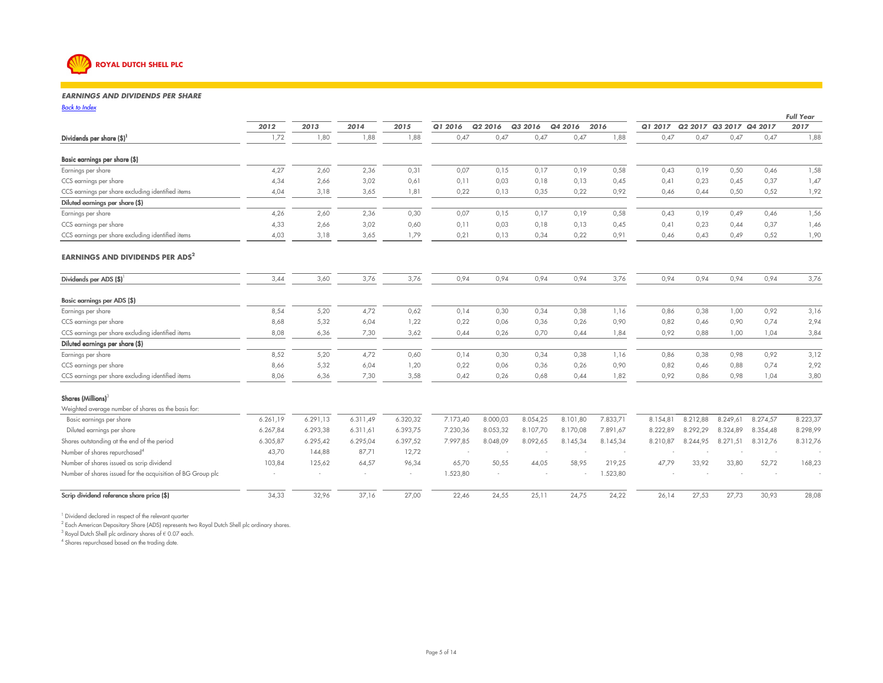**ROYAL DUTCH SHELL PLC**

### EARNINGS AND DIVIDENDS PER SHARE

Back to Index

| | 2012 | 2013 | 2014 | 2015 | Q1 2016 | Q2 2016 | Q3 2016 | Q4 2016 | 2016 | Q1 2017 | Q2 2017 | Q3 2017 | Q4 2017 | Full Year 2017 |
|---|---|---|---|---|---|---|---|---|---|---|---|---|---|---|
| **Dividends per share ($)**[1] | 1,72 | 1,80 | 1,88 | 1,88 | 0,47 | 0,47 | 0,47 | 0,47 | 1,88 | 0,47 | 0,47 | 0,47 | 0,47 | 1,88 |
| **Basic earnings per share ($)** | | | | | | | | | | | | | | |
| Earnings per share | 4,27 | 2,60 | 2,36 | 0,31 | 0,07 | 0,15 | 0,17 | 0,19 | 0,58 | 0,43 | 0,19 | 0,50 | 0,46 | 1,58 |
| CCS earnings per share | 4,34 | 2,66 | 3,02 | 0,61 | 0,11 | 0,03 | 0,18 | 0,13 | 0,45 | 0,41 | 0,23 | 0,45 | 0,37 | 1,47 |
| CCS earnings per share excluding identified items | 4,04 | 3,18 | 3,65 | 1,81 | 0,22 | 0,13 | 0,35 | 0,22 | 0,92 | 0,46 | 0,44 | 0,50 | 0,52 | 1,92 |
| **Diluted earnings per share ($)** | | | | | | | | | | | | | | |
| Earnings per share | 4,26 | 2,60 | 2,36 | 0,30 | 0,07 | 0,15 | 0,17 | 0,19 | 0,58 | 0,43 | 0,19 | 0,49 | 0,46 | 1,56 |
| CCS earnings per share | 4,33 | 2,66 | 3,02 | 0,60 | 0,11 | 0,03 | 0,18 | 0,13 | 0,45 | 0,41 | 0,23 | 0,44 | 0,37 | 1,46 |
| CCS earnings per share excluding identified items | 4,03 | 3,18 | 3,65 | 1,79 | 0,21 | 0,13 | 0,34 | 0,22 | 0,91 | 0,46 | 0,43 | 0,49 | 0,52 | 1,90 |

### EARNINGS AND DIVIDENDS PER ADS[2]

| | 2012 | 2013 | 2014 | 2015 | Q1 2016 | Q2 2016 | Q3 2016 | Q4 2016 | 2016 | Q1 2017 | Q2 2017 | Q3 2017 | Q4 2017 | Full Year 2017 |
|---|---|---|---|---|---|---|---|---|---|---|---|---|---|---|
| **Dividends per ADS ($)**[1] | 3,44 | 3,60 | 3,76 | 3,76 | 0,94 | 0,94 | 0,94 | 0,94 | 3,76 | 0,94 | 0,94 | 0,94 | 0,94 | 3,76 |
| **Basic earnings per ADS ($)** | | | | | | | | | | | | | | |
| Earnings per share | 8,54 | 5,20 | 4,72 | 0,62 | 0,14 | 0,30 | 0,34 | 0,38 | 1,16 | 0,86 | 0,38 | 1,00 | 0,92 | 3,16 |
| CCS earnings per share | 8,68 | 5,32 | 6,04 | 1,22 | 0,22 | 0,06 | 0,36 | 0,26 | 0,90 | 0,82 | 0,46 | 0,90 | 0,74 | 2,94 |
| CCS earnings per share excluding identified items | 8,08 | 6,36 | 7,30 | 3,62 | 0,44 | 0,26 | 0,70 | 0,44 | 1,84 | 0,92 | 0,88 | 1,00 | 1,04 | 3,84 |
| **Diluted earnings per share ($)** | | | | | | | | | | | | | | |
| Earnings per share | 8,52 | 5,20 | 4,72 | 0,60 | 0,14 | 0,30 | 0,34 | 0,38 | 1,16 | 0,86 | 0,38 | 0,98 | 0,92 | 3,12 |
| CCS earnings per share | 8,66 | 5,32 | 6,04 | 1,20 | 0,22 | 0,06 | 0,36 | 0,26 | 0,90 | 0,82 | 0,46 | 0,88 | 0,74 | 2,92 |
| CCS earnings per share excluding identified items | 8,06 | 6,36 | 7,30 | 3,58 | 0,42 | 0,26 | 0,68 | 0,44 | 1,82 | 0,92 | 0,86 | 0,98 | 1,04 | 3,80 |

| | 2012 | 2013 | 2014 | 2015 | Q1 2016 | Q2 2016 | Q3 2016 | Q4 2016 | 2016 | Q1 2017 | Q2 2017 | Q3 2017 | Q4 2017 | Full Year 2017 |
|---|---|---|---|---|---|---|---|---|---|---|---|---|---|---|
| **Shares (Millions)**[3] | | | | | | | | | | | | | | |
| Weighted average number of shares as the basis for: | | | | | | | | | | | | | | |
| Basic earnings per share | 6.261,19 | 6.291,13 | 6.311,49 | 6.320,32 | 7.173,40 | 8.000,03 | 8.054,25 | 8.101,80 | 7.833,71 | 8.154,81 | 8.212,88 | 8.249,61 | 8.274,57 | 8.223,37 |
| Diluted earnings per share | 6.267,84 | 6.293,38 | 6.311,61 | 6.393,75 | 7.230,36 | 8.053,32 | 8.107,70 | 8.170,08 | 7.891,67 | 8.222,89 | 8.292,29 | 8.324,89 | 8.354,48 | 8.298,99 |
| Shares outstanding at the end of the period | 6.305,87 | 6.295,42 | 6.295,04 | 6.397,52 | 7.997,85 | 8.048,09 | 8.092,65 | 8.145,34 | 8.145,34 | 8.210,87 | 8.244,95 | 8.271,51 | 8.312,76 | 8.312,76 |
| Number of shares repurchased[4] | 43,70 | 144,88 | 87,71 | 12,72 | - | - | - | - | - | - | - | - | - | - |
| Number of shares issued as scrip dividend | 103,84 | 125,62 | 64,57 | 96,34 | 65,70 | 50,55 | 44,05 | 58,95 | 219,25 | 47,79 | 33,92 | 33,80 | 52,72 | 168,23 |
| Number of shares issued for the acquisition of BG Group plc | - | - | - | - | 1.523,80 | - | - | - | 1.523,80 | - | - | - | - | - |
| **Scrip dividend reference share price ($)** | 34,33 | 32,96 | 37,16 | 27,00 | 22,46 | 24,55 | 25,11 | 24,75 | 24,22 | 26,14 | 27,53 | 27,73 | 30,93 | 28,08 |

[1] Dividend declared in respect of the relevant quarter

[2] Each American Depositary Share (ADS) represents two Royal Dutch Shell plc ordinary shares.

[3] Royal Dutch Shell plc ordinary shares of € 0.07 each.

[4] Shares repurchased based on the trading date.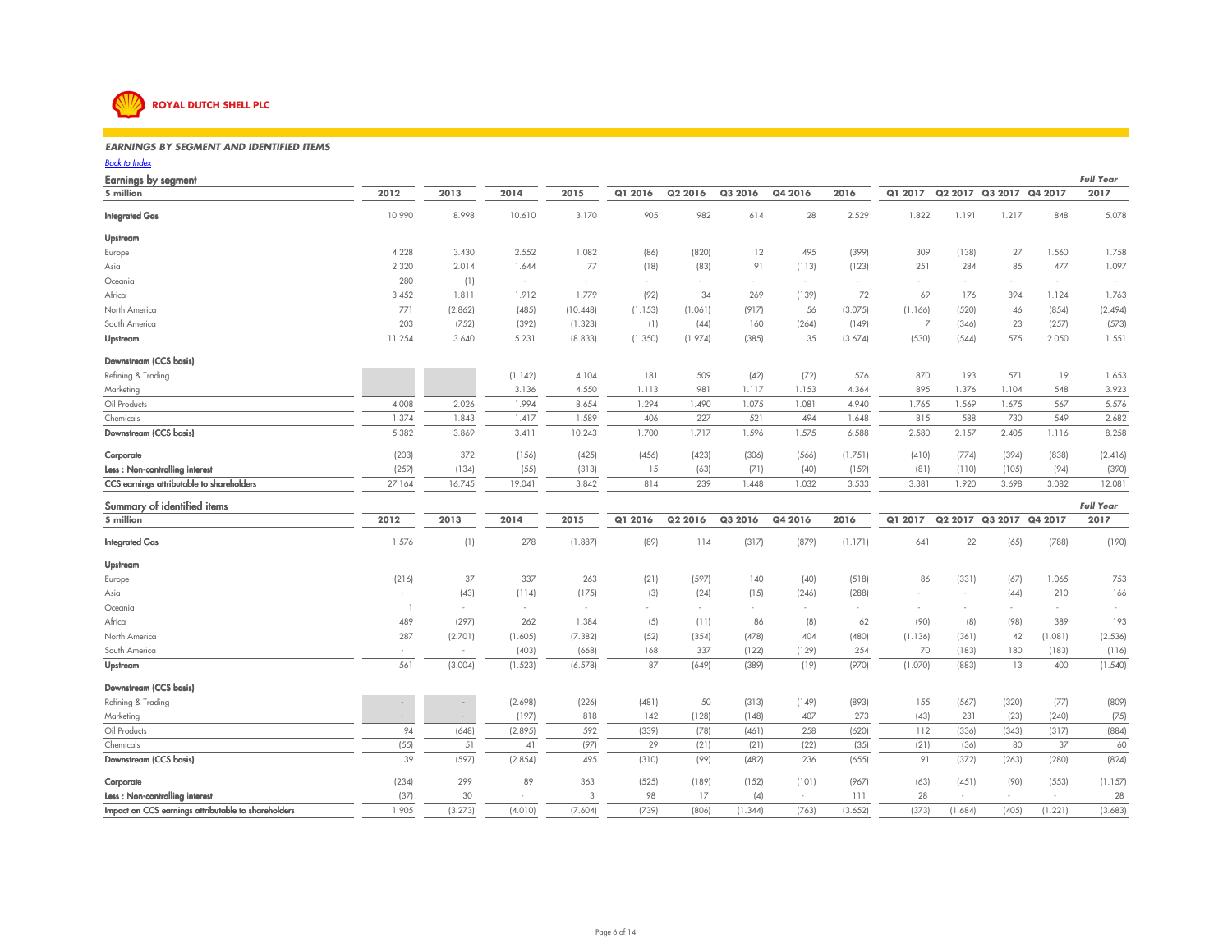**ROYAL DUTCH SHELL PLC**

### *EARNINGS BY SEGMENT AND IDENTIFIED ITEMS*

*Back to Index*

## Earnings by segment

| $ million | 2012 | 2013 | 2014 | 2015 | Q1 2016 | Q2 2016 | Q3 2016 | Q4 2016 | 2016 | Q1 2017 | Q2 2017 | Q3 2017 | Q4 2017 | *Full Year* 2017 |
|---|---|---|---|---|---|---|---|---|---|---|---|---|---|---|
| **Integrated Gas** | 10.990 | 8.998 | 10.610 | 3.170 | 905 | 982 | 614 | 28 | 2.529 | 1.822 | 1.191 | 1.217 | 848 | 5.078 |
| **Upstream** | | | | | | | | | | | | | | |
| Europe | 4.228 | 3.430 | 2.552 | 1.082 | (86) | (820) | 12 | 495 | (399) | 309 | (138) | 27 | 1.560 | 1.758 |
| Asia | 2.320 | 2.014 | 1.644 | 77 | (18) | (83) | 91 | (113) | (123) | 251 | 284 | 85 | 477 | 1.097 |
| Oceania | 280 | (1) | - | - | - | - | - | - | - | - | - | - | - | - |
| Africa | 3.452 | 1.811 | 1.912 | 1.779 | (92) | 34 | 269 | (139) | 72 | 69 | 176 | 394 | 1.124 | 1.763 |
| North America | 771 | (2.862) | (485) | (10.448) | (1.153) | (1.061) | (917) | 56 | (3.075) | (1.166) | (520) | 46 | (854) | (2.494) |
| South America | 203 | (752) | (392) | (1.323) | (1) | (44) | 160 | (264) | (149) | 7 | (346) | 23 | (257) | (573) |
| **Upstream** | 11.254 | 3.640 | 5.231 | (8.833) | (1.350) | (1.974) | (385) | 35 | (3.674) | (530) | (544) | 575 | 2.050 | 1.551 |
| **Downstream (CCS basis)** | | | | | | | | | | | | | | |
| Refining & Trading | | | (1.142) | 4.104 | 181 | 509 | (42) | (72) | 576 | 870 | 193 | 571 | 19 | 1.653 |
| Marketing | | | 3.136 | 4.550 | 1.113 | 981 | 1.117 | 1.153 | 4.364 | 895 | 1.376 | 1.104 | 548 | 3.923 |
| Oil Products | 4.008 | 2.026 | 1.994 | 8.654 | 1.294 | 1.490 | 1.075 | 1.081 | 4.940 | 1.765 | 1.569 | 1.675 | 567 | 5.576 |
| Chemicals | 1.374 | 1.843 | 1.417 | 1.589 | 406 | 227 | 521 | 494 | 1.648 | 815 | 588 | 730 | 549 | 2.682 |
| **Downstream (CCS basis)** | 5.382 | 3.869 | 3.411 | 10.243 | 1.700 | 1.717 | 1.596 | 1.575 | 6.588 | 2.580 | 2.157 | 2.405 | 1.116 | 8.258 |
| **Corporate** | (203) | 372 | (156) | (425) | (456) | (423) | (306) | (566) | (1.751) | (410) | (774) | (394) | (838) | (2.416) |
| **Less : Non-controlling interest** | (259) | (134) | (55) | (313) | 15 | (63) | (71) | (40) | (159) | (81) | (110) | (105) | (94) | (390) |
| **CCS earnings attributable to shareholders** | 27.164 | 16.745 | 19.041 | 3.842 | 814 | 239 | 1.448 | 1.032 | 3.533 | 3.381 | 1.920 | 3.698 | 3.082 | 12.081 |

## Summary of identified items

| $ million | 2012 | 2013 | 2014 | 2015 | Q1 2016 | Q2 2016 | Q3 2016 | Q4 2016 | 2016 | Q1 2017 | Q2 2017 | Q3 2017 | Q4 2017 | *Full Year* 2017 |
|---|---|---|---|---|---|---|---|---|---|---|---|---|---|---|
| **Integrated Gas** | 1.576 | (1) | 278 | (1.887) | (89) | 114 | (317) | (879) | (1.171) | 641 | 22 | (65) | (788) | (190) |
| **Upstream** | | | | | | | | | | | | | | |
| Europe | (216) | 37 | 337 | 263 | (21) | (597) | 140 | (40) | (518) | 86 | (331) | (67) | 1.065 | 753 |
| Asia | - | (43) | (114) | (175) | (3) | (24) | (15) | (246) | (288) | - | - | (44) | 210 | 166 |
| Oceania | 1 | - | - | - | - | - | - | - | - | - | - | - | - | - |
| Africa | 489 | (297) | 262 | 1.384 | (5) | (11) | 86 | (8) | 62 | (90) | (8) | (98) | 389 | 193 |
| North America | 287 | (2.701) | (1.605) | (7.382) | (52) | (354) | (478) | 404 | (480) | (1.136) | (361) | 42 | (1.081) | (2.536) |
| South America | - | - | (403) | (668) | 168 | 337 | (122) | (129) | 254 | 70 | (183) | 180 | (183) | (116) |
| **Upstream** | 561 | (3.004) | (1.523) | (6.578) | 87 | (649) | (389) | (19) | (970) | (1.070) | (883) | 13 | 400 | (1.540) |
| **Downstream (CCS basis)** | | | | | | | | | | | | | | |
| Refining & Trading | - | - | (2.698) | (226) | (481) | 50 | (313) | (149) | (893) | 155 | (567) | (320) | (77) | (809) |
| Marketing | - | - | (197) | 818 | 142 | (128) | (148) | 407 | 273 | (43) | 231 | (23) | (240) | (75) |
| Oil Products | 94 | (648) | (2.895) | 592 | (339) | (78) | (461) | 258 | (620) | 112 | (336) | (343) | (317) | (884) |
| Chemicals | (55) | 51 | 41 | (97) | 29 | (21) | (21) | (22) | (35) | (21) | (36) | 80 | 37 | 60 |
| **Downstream (CCS basis)** | 39 | (597) | (2.854) | 495 | (310) | (99) | (482) | 236 | (655) | 91 | (372) | (263) | (280) | (824) |
| **Corporate** | (234) | 299 | 89 | 363 | (525) | (189) | (152) | (101) | (967) | (63) | (451) | (90) | (553) | (1.157) |
| **Less : Non-controlling interest** | (37) | 30 | - | 3 | 98 | 17 | (4) | - | 111 | 28 | - | - | - | 28 |
| **Impact on CCS earnings attributable to shareholders** | 1.905 | (3.273) | (4.010) | (7.604) | (739) | (806) | (1.344) | (763) | (3.652) | (373) | (1.684) | (405) | (1.221) | (3.683) |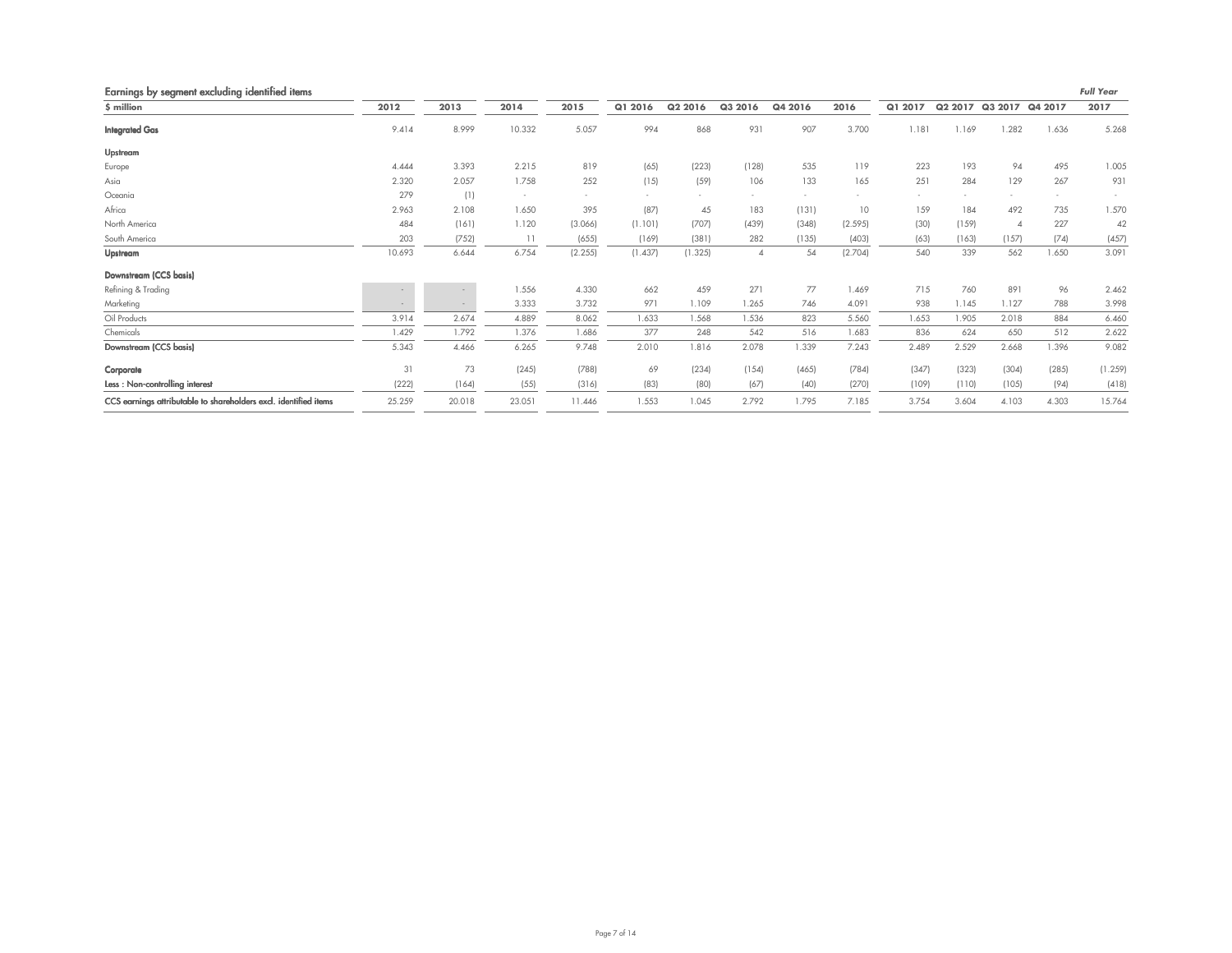## Earnings by segment excluding identified items

| $ million | 2012 | 2013 | 2014 | 2015 | Q1 2016 | Q2 2016 | Q3 2016 | Q4 2016 | 2016 | Q1 2017 | Q2 2017 | Q3 2017 | Q4 2017 | *Full Year* 2017 |
|---|---|---|---|---|---|---|---|---|---|---|---|---|---|---|
| **Integrated Gas** | 9.414 | 8.999 | 10.332 | 5.057 | 994 | 868 | 931 | 907 | 3.700 | 1.181 | 1.169 | 1.282 | 1.636 | 5.268 |
| **Upstream** | | | | | | | | | | | | | | |
| Europe | 4.444 | 3.393 | 2.215 | 819 | (65) | (223) | (128) | 535 | 119 | 223 | 193 | 94 | 495 | 1.005 |
| Asia | 2.320 | 2.057 | 1.758 | 252 | (15) | (59) | 106 | 133 | 165 | 251 | 284 | 129 | 267 | 931 |
| Oceania | 279 | (1) | - | - | - | - | - | - | - | - | - | - | - | - |
| Africa | 2.963 | 2.108 | 1.650 | 395 | (87) | 45 | 183 | (131) | 10 | 159 | 184 | 492 | 735 | 1.570 |
| North America | 484 | (161) | 1.120 | (3.066) | (1.101) | (707) | (439) | (348) | (2.595) | (30) | (159) | 4 | 227 | 42 |
| South America | 203 | (752) | 11 | (655) | (169) | (381) | 282 | (135) | (403) | (63) | (163) | (157) | (74) | (457) |
| **Upstream** | 10.693 | 6.644 | 6.754 | (2.255) | (1.437) | (1.325) | 4 | 54 | (2.704) | 540 | 339 | 562 | 1.650 | 3.091 |
| **Downstream (CCS basis)** | | | | | | | | | | | | | | |
| Refining & Trading | - | - | 1.556 | 4.330 | 662 | 459 | 271 | 77 | 1.469 | 715 | 760 | 891 | 96 | 2.462 |
| Marketing | - | - | 3.333 | 3.732 | 971 | 1.109 | 1.265 | 746 | 4.091 | 938 | 1.145 | 1.127 | 788 | 3.998 |
| Oil Products | 3.914 | 2.674 | 4.889 | 8.062 | 1.633 | 1.568 | 1.536 | 823 | 5.560 | 1.653 | 1.905 | 2.018 | 884 | 6.460 |
| Chemicals | 1.429 | 1.792 | 1.376 | 1.686 | 377 | 248 | 542 | 516 | 1.683 | 836 | 624 | 650 | 512 | 2.622 |
| **Downstream (CCS basis)** | 5.343 | 4.466 | 6.265 | 9.748 | 2.010 | 1.816 | 2.078 | 1.339 | 7.243 | 2.489 | 2.529 | 2.668 | 1.396 | 9.082 |
| **Corporate** | 31 | 73 | (245) | (788) | 69 | (234) | (154) | (465) | (784) | (347) | (323) | (304) | (285) | (1.259) |
| **Less : Non-controlling interest** | (222) | (164) | (55) | (316) | (83) | (80) | (67) | (40) | (270) | (109) | (110) | (105) | (94) | (418) |
| **CCS earnings attributable to shareholders excl. identified items** | 25.259 | 20.018 | 23.051 | 11.446 | 1.553 | 1.045 | 2.792 | 1.795 | 7.185 | 3.754 | 3.604 | 4.103 | 4.303 | 15.764 |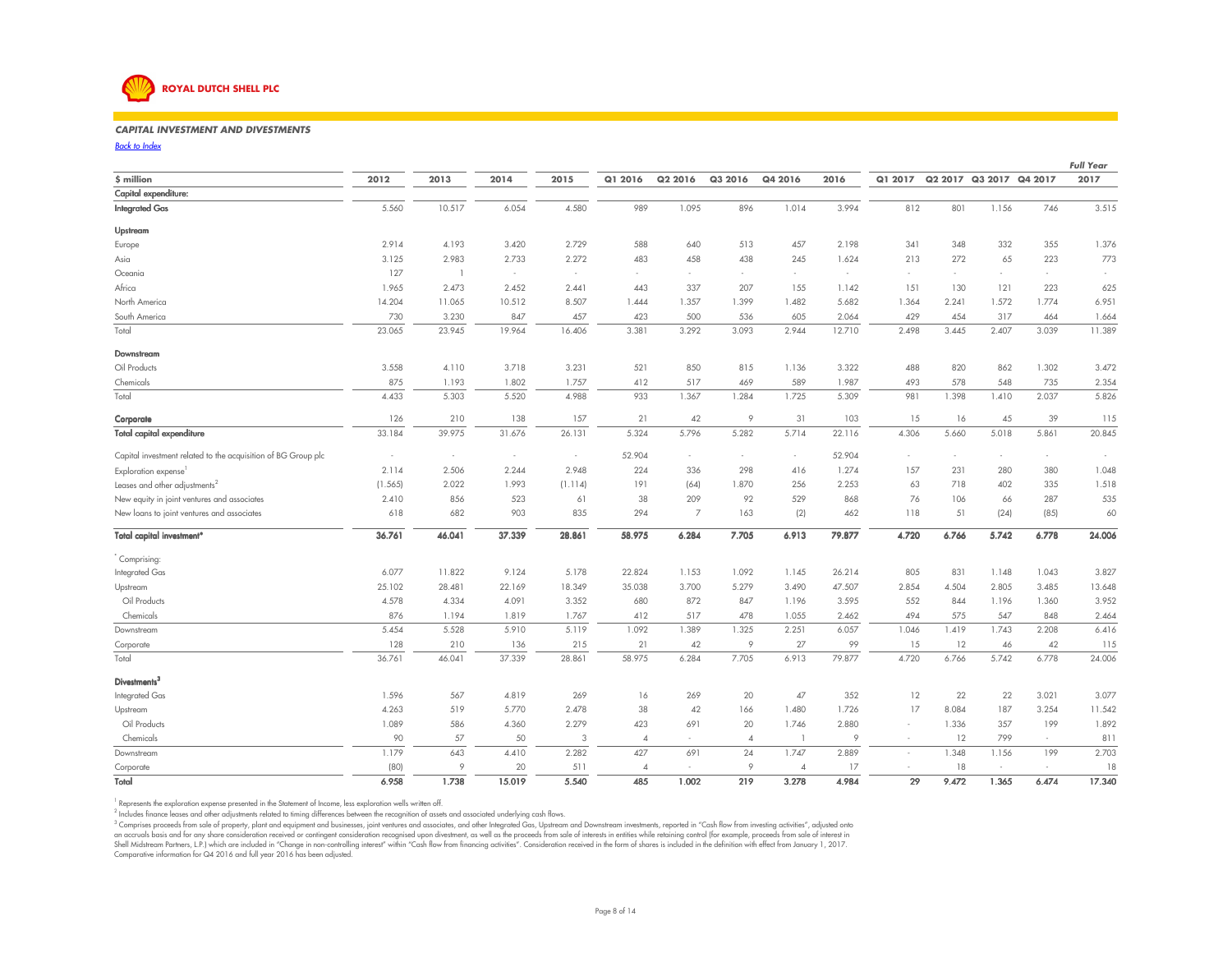ROYAL DUTCH SHELL PLC

## CAPITAL INVESTMENT AND DIVESTMENTS

Back to Index

| $ million | 2012 | 2013 | 2014 | 2015 | Q1 2016 | Q2 2016 | Q3 2016 | Q4 2016 | 2016 | Q1 2017 | Q2 2017 | Q3 2017 | Q4 2017 | Full Year 2017 |
|---|---|---|---|---|---|---|---|---|---|---|---|---|---|---|
| **Capital expenditure:** | | | | | | | | | | | | | | |
| **Integrated Gas** | 5.560 | 10.517 | 6.054 | 4.580 | 989 | 1.095 | 896 | 1.014 | 3.994 | 812 | 801 | 1.156 | 746 | 3.515 |
| **Upstream** | | | | | | | | | | | | | | |
| Europe | 2.914 | 4.193 | 3.420 | 2.729 | 588 | 640 | 513 | 457 | 2.198 | 341 | 348 | 332 | 355 | 1.376 |
| Asia | 3.125 | 2.983 | 2.733 | 2.272 | 483 | 458 | 438 | 245 | 1.624 | 213 | 272 | 65 | 223 | 773 |
| Oceania | 127 | 1 | - | - | - | - | - | - | - | - | - | - | - | - |
| Africa | 1.965 | 2.473 | 2.452 | 2.441 | 443 | 337 | 207 | 155 | 1.142 | 151 | 130 | 121 | 223 | 625 |
| North America | 14.204 | 11.065 | 10.512 | 8.507 | 1.444 | 1.357 | 1.399 | 1.482 | 5.682 | 1.364 | 2.241 | 1.572 | 1.774 | 6.951 |
| South America | 730 | 3.230 | 847 | 457 | 423 | 500 | 536 | 605 | 2.064 | 429 | 454 | 317 | 464 | 1.664 |
| Total | 23.065 | 23.945 | 19.964 | 16.406 | 3.381 | 3.292 | 3.093 | 2.944 | 12.710 | 2.498 | 3.445 | 2.407 | 3.039 | 11.389 |
| **Downstream** | | | | | | | | | | | | | | |
| Oil Products | 3.558 | 4.110 | 3.718 | 3.231 | 521 | 850 | 815 | 1.136 | 3.322 | 488 | 820 | 862 | 1.302 | 3.472 |
| Chemicals | 875 | 1.193 | 1.802 | 1.757 | 412 | 517 | 469 | 589 | 1.987 | 493 | 578 | 548 | 735 | 2.354 |
| Total | 4.433 | 5.303 | 5.520 | 4.988 | 933 | 1.367 | 1.284 | 1.725 | 5.309 | 981 | 1.398 | 1.410 | 2.037 | 5.826 |
| **Corporate** | 126 | 210 | 138 | 157 | 21 | 42 | 9 | 31 | 103 | 15 | 16 | 45 | 39 | 115 |
| **Total capital expenditure** | 33.184 | 39.975 | 31.676 | 26.131 | 5.324 | 5.796 | 5.282 | 5.714 | 22.116 | 4.306 | 5.660 | 5.018 | 5.861 | 20.845 |
| Capital investment related to the acquisition of BG Group plc | - | - | - | - | 52.904 | - | - | - | 52.904 | - | - | - | - | - |
| Exploration expense[1] | 2.114 | 2.506 | 2.244 | 2.948 | 224 | 336 | 298 | 416 | 1.274 | 157 | 231 | 280 | 380 | 1.048 |
| Leases and other adjustments[2] | (1.565) | 2.022 | 1.993 | (1.114) | 191 | (64) | 1.870 | 256 | 2.253 | 63 | 718 | 402 | 335 | 1.518 |
| New equity in joint ventures and associates | 2.410 | 856 | 523 | 61 | 38 | 209 | 92 | 529 | 868 | 76 | 106 | 66 | 287 | 535 |
| New loans to joint ventures and associates | 618 | 682 | 903 | 835 | 294 | 7 | 163 | (2) | 462 | 118 | 51 | (24) | (85) | 60 |
| **Total capital investment*** | **36.761** | **46.041** | **37.339** | **28.861** | **58.975** | **6.284** | **7.705** | **6.913** | **79.877** | **4.720** | **6.766** | **5.742** | **6.778** | **24.006** |
| * Comprising: | | | | | | | | | | | | | | |
| Integrated Gas | 6.077 | 11.822 | 9.124 | 5.178 | 22.824 | 1.153 | 1.092 | 1.145 | 26.214 | 805 | 831 | 1.148 | 1.043 | 3.827 |
| Upstream | 25.102 | 28.481 | 22.169 | 18.349 | 35.038 | 3.700 | 5.279 | 3.490 | 47.507 | 2.854 | 4.504 | 2.805 | 3.485 | 13.648 |
| Oil Products | 4.578 | 4.334 | 4.091 | 3.352 | 680 | 872 | 847 | 1.196 | 3.595 | 552 | 844 | 1.196 | 1.360 | 3.952 |
| Chemicals | 876 | 1.194 | 1.819 | 1.767 | 412 | 517 | 478 | 1.055 | 2.462 | 494 | 575 | 547 | 848 | 2.464 |
| Downstream | 5.454 | 5.528 | 5.910 | 5.119 | 1.092 | 1.389 | 1.325 | 2.251 | 6.057 | 1.046 | 1.419 | 1.743 | 2.208 | 6.416 |
| Corporate | 128 | 210 | 136 | 215 | 21 | 42 | 9 | 27 | 99 | 15 | 12 | 46 | 42 | 115 |
| Total | 36.761 | 46.041 | 37.339 | 28.861 | 58.975 | 6.284 | 7.705 | 6.913 | 79.877 | 4.720 | 6.766 | 5.742 | 6.778 | 24.006 |
| **Divestments[3]** | | | | | | | | | | | | | | |
| Integrated Gas | 1.596 | 567 | 4.819 | 269 | 16 | 269 | 20 | 47 | 352 | 12 | 22 | 22 | 3.021 | 3.077 |
| Upstream | 4.263 | 519 | 5.770 | 2.478 | 38 | 42 | 166 | 1.480 | 1.726 | 17 | 8.084 | 187 | 3.254 | 11.542 |
| Oil Products | 1.089 | 586 | 4.360 | 2.279 | 423 | 691 | 20 | 1.746 | 2.880 | - | 1.336 | 357 | 199 | 1.892 |
| Chemicals | 90 | 57 | 50 | 3 | 4 | - | 4 | 1 | 9 | - | 12 | 799 | - | 811 |
| Downstream | 1.179 | 643 | 4.410 | 2.282 | 427 | 691 | 24 | 1.747 | 2.889 | - | 1.348 | 1.156 | 199 | 2.703 |
| Corporate | (80) | 9 | 20 | 511 | 4 | - | 9 | 4 | 17 | - | 18 | - | - | 18 |
| **Total** | **6.958** | **1.738** | **15.019** | **5.540** | **485** | **1.002** | **219** | **3.278** | **4.984** | **29** | **9.472** | **1.365** | **6.474** | **17.340** |

[1] Represents the exploration expense presented in the Statement of Income, less exploration wells written off.

[2] Includes finance leases and other adjustments related to timing differences between the recognition of assets and associated underlying cash flows.

[3] Comprises proceeds from sale of property, plant and equipment and businesses, joint ventures and associates, and other Integrated Gas, Upstream and Downstream investments, reported in "Cash flow from investing activities", adjusted onto an accruals basis and for any share consideration received or contingent consideration recognised upon divestment, as well as the proceeds from sale of interests in entities while retaining control (for example, proceeds from sale of interest in Shell Midstream Partners, L.P.) which are included in "Change in non-controlling interest" within "Cash flow from financing activities". Consideration received in the form of shares is included in the definition with effect from January 1, 2017. Comparative information for Q4 2016 and full year 2016 has been adjusted.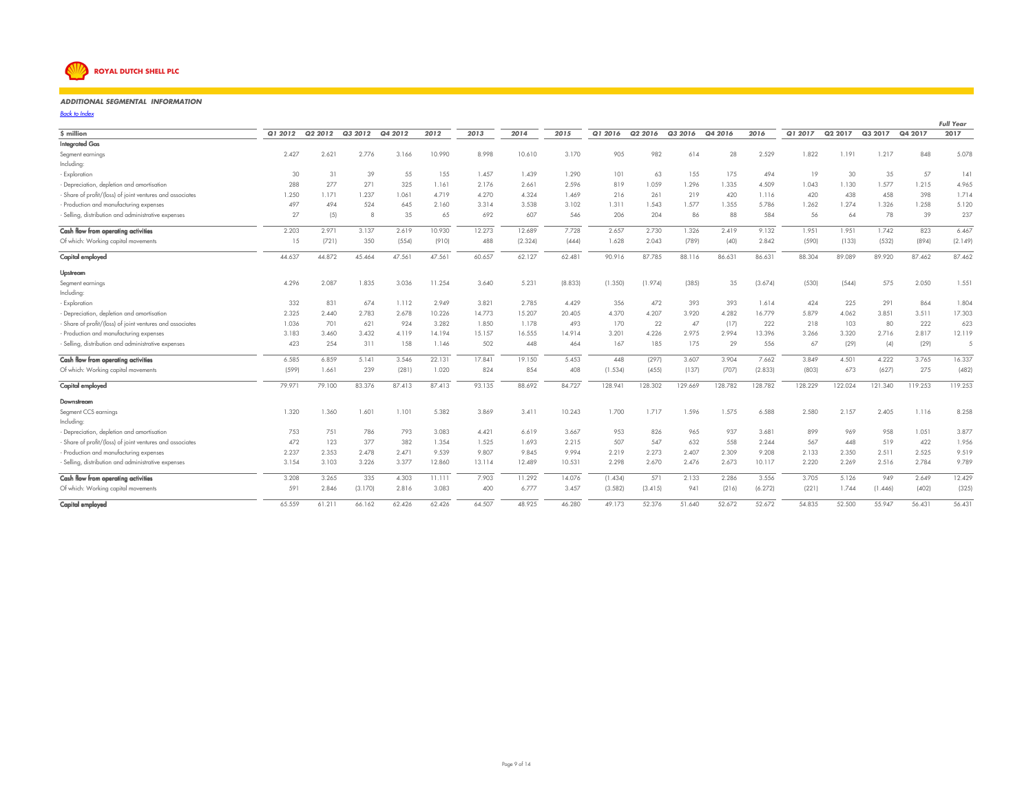**ROYAL DUTCH SHELL PLC**

## ADDITIONAL SEGMENTAL INFORMATION

Back to Index

| $ million | Q1 2012 | Q2 2012 | Q3 2012 | Q4 2012 | 2012 | 2013 | 2014 | 2015 | Q1 2016 | Q2 2016 | Q3 2016 | Q4 2016 | 2016 | Q1 2017 | Q2 2017 | Q3 2017 | Q4 2017 | Full Year 2017 |
|---|---|---|---|---|---|---|---|---|---|---|---|---|---|---|---|---|---|---|
| **Integrated Gas** | | | | | | | | | | | | | | | | | | |
| Segment earnings | 2.427 | 2.621 | 2.776 | 3.166 | 10.990 | 8.998 | 10.610 | 3.170 | 905 | 982 | 614 | 28 | 2.529 | 1.822 | 1.191 | 1.217 | 848 | 5.078 |
| Including: | | | | | | | | | | | | | | | | | | |
| - Exploration | 30 | 31 | 39 | 55 | 155 | 1.457 | 1.439 | 1.290 | 101 | 63 | 155 | 175 | 494 | 19 | 30 | 35 | 57 | 141 |
| - Depreciation, depletion and amortisation | 288 | 277 | 271 | 325 | 1.161 | 2.176 | 2.661 | 2.596 | 819 | 1.059 | 1.296 | 1.335 | 4.509 | 1.043 | 1.130 | 1.577 | 1.215 | 4.965 |
| - Share of profit/(loss) of joint ventures and associates | 1.250 | 1.171 | 1.237 | 1.061 | 4.719 | 4.270 | 4.324 | 1.469 | 216 | 261 | 219 | 420 | 1.116 | 420 | 438 | 458 | 398 | 1.714 |
| - Production and manufacturing expenses | 497 | 494 | 524 | 645 | 2.160 | 3.314 | 3.538 | 3.102 | 1.311 | 1.543 | 1.577 | 1.355 | 5.786 | 1.262 | 1.274 | 1.326 | 1.258 | 5.120 |
| - Selling, distribution and administrative expenses | 27 | (5) | 8 | 35 | 65 | 692 | 607 | 546 | 206 | 204 | 86 | 88 | 584 | 56 | 64 | 78 | 39 | 237 |
| **Cash flow from operating activities** | 2.203 | 2.971 | 3.137 | 2.619 | 10.930 | 12.273 | 12.689 | 7.728 | 2.657 | 2.730 | 1.326 | 2.419 | 9.132 | 1.951 | 1.951 | 1.742 | 823 | 6.467 |
| Of which: Working capital movements | 15 | (721) | 350 | (554) | (910) | 488 | (2.324) | (444) | 1.628 | 2.043 | (789) | (40) | 2.842 | (590) | (133) | (532) | (894) | (2.149) |
| **Capital employed** | 44.637 | 44.872 | 45.464 | 47.561 | 47.561 | 60.657 | 62.127 | 62.481 | 90.916 | 87.785 | 88.116 | 86.631 | 86.631 | 88.304 | 89.089 | 89.920 | 87.462 | 87.462 |
| **Upstream** | | | | | | | | | | | | | | | | | | |
| Segment earnings | 4.296 | 2.087 | 1.835 | 3.036 | 11.254 | 3.640 | 5.231 | (8.833) | (1.350) | (1.974) | (385) | 35 | (3.674) | (530) | (544) | 575 | 2.050 | 1.551 |
| Including: | | | | | | | | | | | | | | | | | | |
| - Exploration | 332 | 831 | 674 | 1.112 | 2.949 | 3.821 | 2.785 | 4.429 | 356 | 472 | 393 | 393 | 1.614 | 424 | 225 | 291 | 864 | 1.804 |
| - Depreciation, depletion and amortisation | 2.325 | 2.440 | 2.783 | 2.678 | 10.226 | 14.773 | 15.207 | 20.405 | 4.370 | 4.207 | 3.920 | 4.282 | 16.779 | 5.879 | 4.062 | 3.851 | 3.511 | 17.303 |
| - Share of profit/(loss) of joint ventures and associates | 1.036 | 701 | 621 | 924 | 3.282 | 1.850 | 1.178 | 493 | 170 | 22 | 47 | (17) | 222 | 218 | 103 | 80 | 222 | 623 |
| - Production and manufacturing expenses | 3.183 | 3.460 | 3.432 | 4.119 | 14.194 | 15.157 | 16.555 | 14.914 | 3.201 | 4.226 | 2.975 | 2.994 | 13.396 | 3.266 | 3.320 | 2.716 | 2.817 | 12.119 |
| - Selling, distribution and administrative expenses | 423 | 254 | 311 | 158 | 1.146 | 502 | 448 | 464 | 167 | 185 | 175 | 29 | 556 | 67 | (29) | (4) | (29) | 5 |
| **Cash flow from operating activities** | 6.585 | 6.859 | 5.141 | 3.546 | 22.131 | 17.841 | 19.150 | 5.453 | 448 | (297) | 3.607 | 3.904 | 7.662 | 3.849 | 4.501 | 4.222 | 3.765 | 16.337 |
| Of which: Working capital movements | (599) | 1.661 | 239 | (281) | 1.020 | 824 | 854 | 408 | (1.534) | (455) | (137) | (707) | (2.833) | (803) | 673 | (627) | 275 | (482) |
| **Capital employed** | 79.971 | 79.100 | 83.376 | 87.413 | 87.413 | 93.135 | 88.692 | 84.727 | 128.941 | 128.302 | 129.669 | 128.782 | 128.782 | 128.229 | 122.024 | 121.340 | 119.253 | 119.253 |
| **Downstream** | | | | | | | | | | | | | | | | | | |
| Segment CCS earnings | 1.320 | 1.360 | 1.601 | 1.101 | 5.382 | 3.869 | 3.411 | 10.243 | 1.700 | 1.717 | 1.596 | 1.575 | 6.588 | 2.580 | 2.157 | 2.405 | 1.116 | 8.258 |
| Including: | | | | | | | | | | | | | | | | | | |
| - Depreciation, depletion and amortisation | 753 | 751 | 786 | 793 | 3.083 | 4.421 | 6.619 | 3.667 | 953 | 826 | 965 | 937 | 3.681 | 899 | 969 | 958 | 1.051 | 3.877 |
| - Share of profit/(loss) of joint ventures and associates | 472 | 123 | 377 | 382 | 1.354 | 1.525 | 1.693 | 2.215 | 507 | 547 | 632 | 558 | 2.244 | 567 | 448 | 519 | 422 | 1.956 |
| - Production and manufacturing expenses | 2.237 | 2.353 | 2.478 | 2.471 | 9.539 | 9.807 | 9.845 | 9.994 | 2.219 | 2.273 | 2.407 | 2.309 | 9.208 | 2.133 | 2.350 | 2.511 | 2.525 | 9.519 |
| - Selling, distribution and administrative expenses | 3.154 | 3.103 | 3.226 | 3.377 | 12.860 | 13.114 | 12.489 | 10.531 | 2.298 | 2.670 | 2.476 | 2.673 | 10.117 | 2.220 | 2.269 | 2.516 | 2.784 | 9.789 |
| **Cash flow from operating activities** | 3.208 | 3.265 | 335 | 4.303 | 11.111 | 7.903 | 11.292 | 14.076 | (1.434) | 571 | 2.133 | 2.286 | 3.556 | 3.705 | 5.126 | 949 | 2.649 | 12.429 |
| Of which: Working capital movements | 591 | 2.846 | (3.170) | 2.816 | 3.083 | 400 | 6.777 | 3.457 | (3.582) | (3.415) | 941 | (216) | (6.272) | (221) | 1.744 | (1.446) | (402) | (325) |
| **Capital employed** | 65.559 | 61.211 | 66.162 | 62.426 | 62.426 | 64.507 | 48.925 | 46.280 | 49.173 | 52.376 | 51.640 | 52.672 | 52.672 | 54.835 | 52.500 | 55.947 | 56.431 | 56.431 |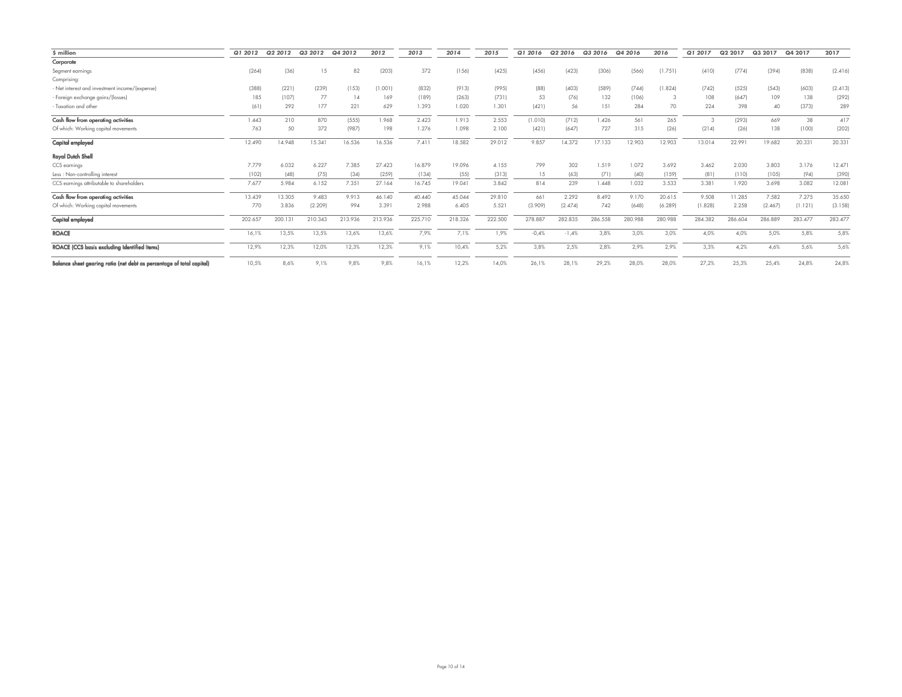| $ million | Q1 2012 | Q2 2012 | Q3 2012 | Q4 2012 | 2012 | 2013 | 2014 | 2015 | Q1 2016 | Q2 2016 | Q3 2016 | Q4 2016 | 2016 | Q1 2017 | Q2 2017 | Q3 2017 | Q4 2017 | 2017 |
|---|---|---|---|---|---|---|---|---|---|---|---|---|---|---|---|---|---|---|
| **Corporate** | | | | | | | | | | | | | | | | | | |
| Segment earnings | (264) | (36) | 15 | 82 | (203) | 372 | (156) | (425) | (456) | (423) | (306) | (566) | (1.751) | (410) | (774) | (394) | (838) | (2.416) |
| Comprising: | | | | | | | | | | | | | | | | | | |
| - Net interest and investment income/(expense) | (388) | (221) | (239) | (153) | (1.001) | (832) | (913) | (995) | (88) | (403) | (589) | (744) | (1.824) | (742) | (525) | (543) | (603) | (2.413) |
| - Foreign exchange gains/(losses) | 185 | (107) | 77 | 14 | 169 | (189) | (263) | (731) | 53 | (76) | 132 | (106) | 3 | 108 | (647) | 109 | 138 | (292) |
| - Taxation and other | (61) | 292 | 177 | 221 | 629 | 1.393 | 1.020 | 1.301 | (421) | 56 | 151 | 284 | 70 | 224 | 398 | 40 | (373) | 289 |
| **Cash flow from operating activities** | 1.443 | 210 | 870 | (555) | 1.968 | 2.423 | 1.913 | 2.553 | (1.010) | (712) | 1.426 | 561 | 265 | 3 | (293) | 669 | 38 | 417 |
| Of which: Working capital movements | 763 | 50 | 372 | (987) | 198 | 1.276 | 1.098 | 2.100 | (421) | (647) | 727 | 315 | (26) | (214) | (26) | 138 | (100) | (202) |
| **Capital employed** | 12.490 | 14.948 | 15.341 | 16.536 | 16.536 | 7.411 | 18.582 | 29.012 | 9.857 | 14.372 | 17.133 | 12.903 | 12.903 | 13.014 | 22.991 | 19.682 | 20.331 | 20.331 |
| **Royal Dutch Shell** | | | | | | | | | | | | | | | | | | |
| CCS earnings | 7.779 | 6.032 | 6.227 | 7.385 | 27.423 | 16.879 | 19.096 | 4.155 | 799 | 302 | 1.519 | 1.072 | 3.692 | 3.462 | 2.030 | 3.803 | 3.176 | 12.471 |
| Less : Non-controlling interest | (102) | (48) | (75) | (34) | (259) | (134) | (55) | (313) | 15 | (63) | (71) | (40) | (159) | (81) | (110) | (105) | (94) | (390) |
| CCS earnings attributable to shareholders | 7.677 | 5.984 | 6.152 | 7.351 | 27.164 | 16.745 | 19.041 | 3.842 | 814 | 239 | 1.448 | 1.032 | 3.533 | 3.381 | 1.920 | 3.698 | 3.082 | 12.081 |
| **Cash flow from operating activities** | 13.439 | 13.305 | 9.483 | 9.913 | 46.140 | 40.440 | 45.044 | 29.810 | 661 | 2.292 | 8.492 | 9.170 | 20.615 | 9.508 | 11.285 | 7.582 | 7.275 | 35.650 |
| Of which: Working capital movements | 770 | 3.836 | (2.209) | 994 | 3.391 | 2.988 | 6.405 | 5.521 | (3.909) | (2.474) | 742 | (648) | (6.289) | (1.828) | 2.258 | (2.467) | (1.121) | (3.158) |
| **Capital employed** | 202.657 | 200.131 | 210.343 | 213.936 | 213.936 | 225.710 | 218.326 | 222.500 | 278.887 | 282.835 | 286.558 | 280.988 | 280.988 | 284.382 | 286.604 | 286.889 | 283.477 | 283.477 |
| **ROACE** | 16,1% | 13,5% | 13,5% | 13,6% | 13,6% | 7,9% | 7,1% | 1,9% | -0,4% | -1,4% | 3,8% | 3,0% | 3,0% | 4,0% | 4,0% | 5,0% | 5,8% | 5,8% |
| **ROACE (CCS basis excluding Identified Items)** | 12,9% | 12,3% | 12,0% | 12,3% | 12,3% | 9,1% | 10,4% | 5,2% | 3,8% | 2,5% | 2,8% | 2,9% | 2,9% | 3,3% | 4,2% | 4,6% | 5,6% | 5,6% |
| **Balance sheet gearing ratio (net debt as percentage of total capital)** | 10,5% | 8,6% | 9,1% | 9,8% | 9,8% | 16,1% | 12,2% | 14,0% | 26,1% | 28,1% | 29,2% | 28,0% | 28,0% | 27,2% | 25,3% | 25,4% | 24,8% | 24,8% |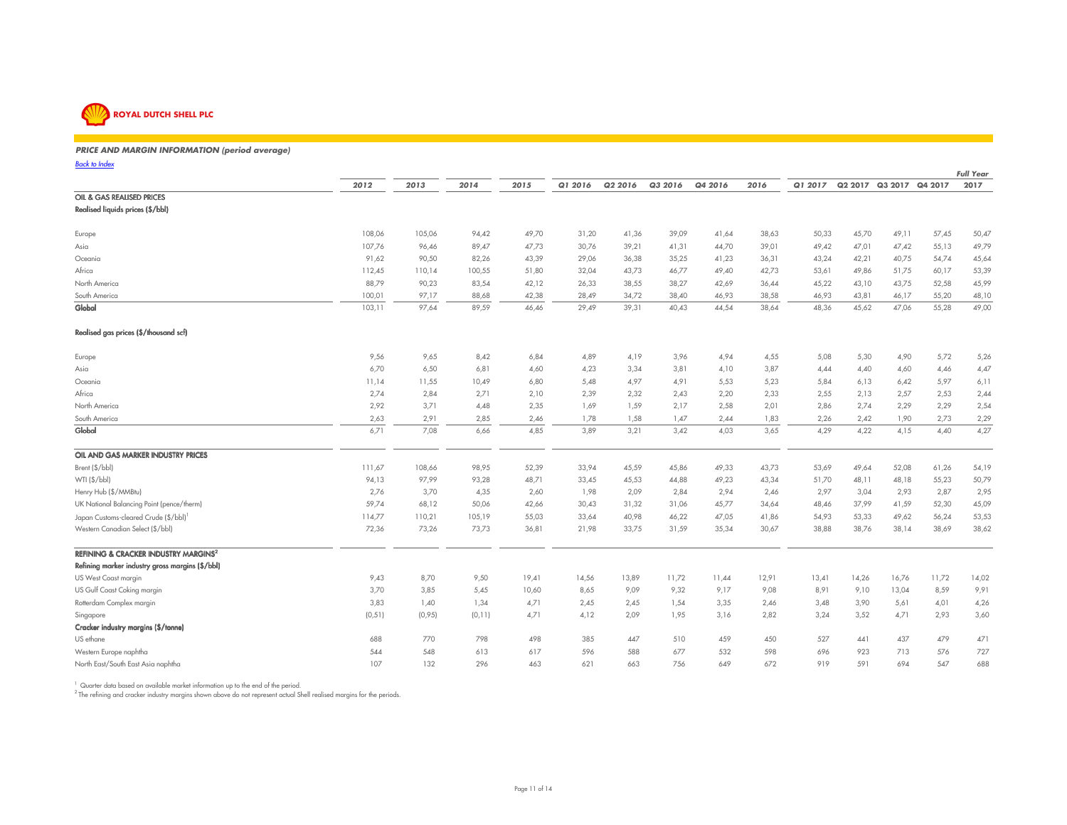**ROYAL DUTCH SHELL PLC**

### *PRICE AND MARGIN INFORMATION (period average)*

*Back to Index*

| | 2012 | 2013 | 2014 | 2015 | Q1 2016 | Q2 2016 | Q3 2016 | Q4 2016 | 2016 | Q1 2017 | Q2 2017 | Q3 2017 | Q4 2017 | Full Year 2017 |
|---|---|---|---|---|---|---|---|---|---|---|---|---|---|---|
| **OIL & GAS REALISED PRICES** | | | | | | | | | | | | | | |
| **Realised liquids prices ($/bbl)** | | | | | | | | | | | | | | |
| Europe | 108,06 | 105,06 | 94,42 | 49,70 | 31,20 | 41,36 | 39,09 | 41,64 | 38,63 | 50,33 | 45,70 | 49,11 | 57,45 | 50,47 |
| Asia | 107,76 | 96,46 | 89,47 | 47,73 | 30,76 | 39,21 | 41,31 | 44,70 | 39,01 | 49,42 | 47,01 | 47,42 | 55,13 | 49,79 |
| Oceania | 91,62 | 90,50 | 82,26 | 43,39 | 29,06 | 36,38 | 35,25 | 41,23 | 36,31 | 43,24 | 42,21 | 40,75 | 54,74 | 45,64 |
| Africa | 112,45 | 110,14 | 100,55 | 51,80 | 32,04 | 43,73 | 46,77 | 49,40 | 42,73 | 53,61 | 49,86 | 51,75 | 60,17 | 53,39 |
| North America | 88,79 | 90,23 | 83,54 | 42,12 | 26,33 | 38,55 | 38,27 | 42,69 | 36,44 | 45,22 | 43,10 | 43,75 | 52,58 | 45,99 |
| South America | 100,01 | 97,17 | 88,68 | 42,38 | 28,49 | 34,72 | 38,40 | 46,93 | 38,58 | 46,93 | 43,81 | 46,17 | 55,20 | 48,10 |
| **Global** | 103,11 | 97,64 | 89,59 | 46,46 | 29,49 | 39,31 | 40,43 | 44,54 | 38,64 | 48,36 | 45,62 | 47,06 | 55,28 | 49,00 |
| **Realised gas prices ($/thousand scf)** | | | | | | | | | | | | | | |
| Europe | 9,56 | 9,65 | 8,42 | 6,84 | 4,89 | 4,19 | 3,96 | 4,94 | 4,55 | 5,08 | 5,30 | 4,90 | 5,72 | 5,26 |
| Asia | 6,70 | 6,50 | 6,81 | 4,60 | 4,23 | 3,34 | 3,81 | 4,10 | 3,87 | 4,44 | 4,40 | 4,60 | 4,46 | 4,47 |
| Oceania | 11,14 | 11,55 | 10,49 | 6,80 | 5,48 | 4,97 | 4,91 | 5,53 | 5,23 | 5,84 | 6,13 | 6,42 | 5,97 | 6,11 |
| Africa | 2,74 | 2,84 | 2,71 | 2,10 | 2,39 | 2,32 | 2,43 | 2,20 | 2,33 | 2,55 | 2,13 | 2,57 | 2,53 | 2,44 |
| North America | 2,92 | 3,71 | 4,48 | 2,35 | 1,69 | 1,59 | 2,17 | 2,58 | 2,01 | 2,86 | 2,74 | 2,29 | 2,29 | 2,54 |
| South America | 2,63 | 2,91 | 2,85 | 2,46 | 1,78 | 1,58 | 1,47 | 2,44 | 1,83 | 2,26 | 2,42 | 1,90 | 2,73 | 2,29 |
| **Global** | 6,71 | 7,08 | 6,66 | 4,85 | 3,89 | 3,21 | 3,42 | 4,03 | 3,65 | 4,29 | 4,22 | 4,15 | 4,40 | 4,27 |
| **OIL AND GAS MARKER INDUSTRY PRICES** | | | | | | | | | | | | | | |
| Brent ($/bbl) | 111,67 | 108,66 | 98,95 | 52,39 | 33,94 | 45,59 | 45,86 | 49,33 | 43,73 | 53,69 | 49,64 | 52,08 | 61,26 | 54,19 |
| WTI ($/bbl) | 94,13 | 97,99 | 93,28 | 48,71 | 33,45 | 45,53 | 44,88 | 49,23 | 43,34 | 51,70 | 48,11 | 48,18 | 55,23 | 50,79 |
| Henry Hub ($/MMBtu) | 2,76 | 3,70 | 4,35 | 2,60 | 1,98 | 2,09 | 2,84 | 2,94 | 2,46 | 2,97 | 3,04 | 2,93 | 2,87 | 2,95 |
| UK National Balancing Point (pence/therm) | 59,74 | 68,12 | 50,06 | 42,66 | 30,43 | 31,32 | 31,06 | 45,77 | 34,64 | 48,46 | 37,99 | 41,59 | 52,30 | 45,09 |
| Japan Customs-cleared Crude ($/bbl)[1] | 114,77 | 110,21 | 105,19 | 55,03 | 33,64 | 40,98 | 46,22 | 47,05 | 41,86 | 54,93 | 53,33 | 49,62 | 56,24 | 53,53 |
| Western Canadian Select ($/bbl) | 72,36 | 73,26 | 73,73 | 36,81 | 21,98 | 33,75 | 31,59 | 35,34 | 30,67 | 38,88 | 38,76 | 38,14 | 38,69 | 38,62 |
| **REFINING & CRACKER INDUSTRY MARGINS[2]** | | | | | | | | | | | | | | |
| **Refining marker industry gross margins ($/bbl)** | | | | | | | | | | | | | | |
| US West Coast margin | 9,43 | 8,70 | 9,50 | 19,41 | 14,56 | 13,89 | 11,72 | 11,44 | 12,91 | 13,41 | 14,26 | 16,76 | 11,72 | 14,02 |
| US Gulf Coast Coking margin | 3,70 | 3,85 | 5,45 | 10,60 | 8,65 | 9,09 | 9,32 | 9,17 | 9,08 | 8,91 | 9,10 | 13,04 | 8,59 | 9,91 |
| Rotterdam Complex margin | 3,83 | 1,40 | 1,34 | 4,71 | 2,45 | 2,45 | 1,54 | 3,35 | 2,46 | 3,48 | 3,90 | 5,61 | 4,01 | 4,26 |
| Singapore | (0,51) | (0,95) | (0,11) | 4,71 | 4,12 | 2,09 | 1,95 | 3,16 | 2,82 | 3,24 | 3,52 | 4,71 | 2,93 | 3,60 |
| **Cracker industry margins ($/tonne)** | | | | | | | | | | | | | | |
| US ethane | 688 | 770 | 798 | 498 | 385 | 447 | 510 | 459 | 450 | 527 | 441 | 437 | 479 | 471 |
| Western Europe naphtha | 544 | 548 | 613 | 617 | 596 | 588 | 677 | 532 | 598 | 696 | 923 | 713 | 576 | 727 |
| North East/South East Asia naphtha | 107 | 132 | 296 | 463 | 621 | 663 | 756 | 649 | 672 | 919 | 591 | 694 | 547 | 688 |

[1] Quarter data based on available market information up to the end of the period.
[2] The refining and cracker industry margins shown above do not represent actual Shell realised margins for the periods.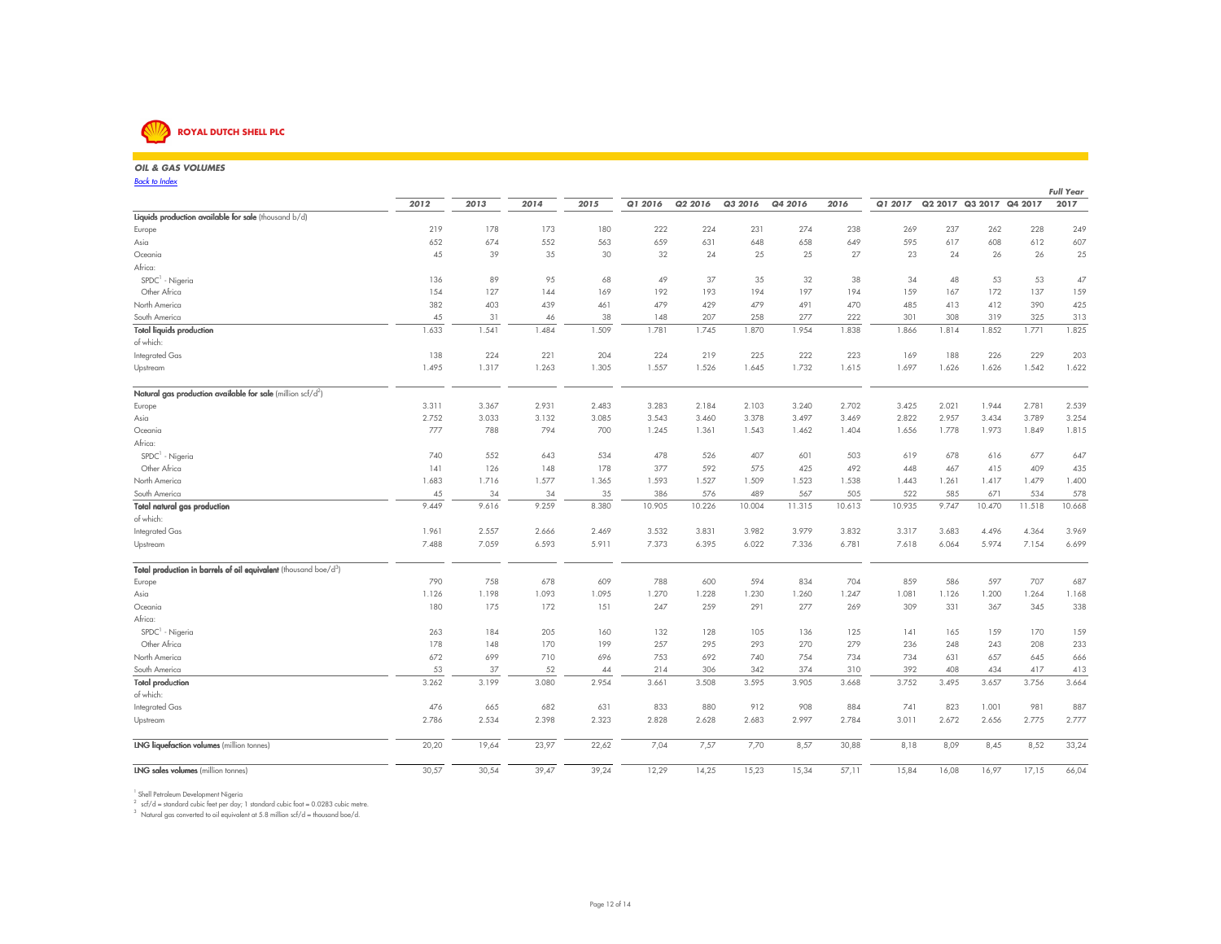**ROYAL DUTCH SHELL PLC**

## OIL & GAS VOLUMES

Back to Index

| | 2012 | 2013 | 2014 | 2015 | Q1 2016 | Q2 2016 | Q3 2016 | Q4 2016 | 2016 | Q1 2017 | Q2 2017 | Q3 2017 | Q4 2017 | Full Year 2017 |
|---|---|---|---|---|---|---|---|---|---|---|---|---|---|---|
| **Liquids production available for sale** (thousand b/d) | | | | | | | | | | | | | | |
| Europe | 219 | 178 | 173 | 180 | 222 | 224 | 231 | 274 | 238 | 269 | 237 | 262 | 228 | 249 |
| Asia | 652 | 674 | 552 | 563 | 659 | 631 | 648 | 658 | 649 | 595 | 617 | 608 | 612 | 607 |
| Oceania | 45 | 39 | 35 | 30 | 32 | 24 | 25 | 25 | 27 | 23 | 24 | 26 | 26 | 25 |
| Africa: | | | | | | | | | | | | | | |
| SPDC[1] - Nigeria | 136 | 89 | 95 | 68 | 49 | 37 | 35 | 32 | 38 | 34 | 48 | 53 | 53 | 47 |
| Other Africa | 154 | 127 | 144 | 169 | 192 | 193 | 194 | 197 | 194 | 159 | 167 | 172 | 137 | 159 |
| North America | 382 | 403 | 439 | 461 | 479 | 429 | 479 | 491 | 470 | 485 | 413 | 412 | 390 | 425 |
| South America | 45 | 31 | 46 | 38 | 148 | 207 | 258 | 277 | 222 | 301 | 308 | 319 | 325 | 313 |
| **Total liquids production** | 1.633 | 1.541 | 1.484 | 1.509 | 1.781 | 1.745 | 1.870 | 1.954 | 1.838 | 1.866 | 1.814 | 1.852 | 1.771 | 1.825 |
| of which: | | | | | | | | | | | | | | |
| Integrated Gas | 138 | 224 | 221 | 204 | 224 | 219 | 225 | 222 | 223 | 169 | 188 | 226 | 229 | 203 |
| Upstream | 1.495 | 1.317 | 1.263 | 1.305 | 1.557 | 1.526 | 1.645 | 1.732 | 1.615 | 1.697 | 1.626 | 1.626 | 1.542 | 1.622 |
| **Natural gas production available for sale** (million scf/d[2]) | | | | | | | | | | | | | | |
| Europe | 3.311 | 3.367 | 2.931 | 2.483 | 3.283 | 2.184 | 2.103 | 3.240 | 2.702 | 3.425 | 2.021 | 1.944 | 2.781 | 2.539 |
| Asia | 2.752 | 3.033 | 3.132 | 3.085 | 3.543 | 3.460 | 3.378 | 3.497 | 3.469 | 2.822 | 2.957 | 3.434 | 3.789 | 3.254 |
| Oceania | 777 | 788 | 794 | 700 | 1.245 | 1.361 | 1.543 | 1.462 | 1.404 | 1.656 | 1.778 | 1.973 | 1.849 | 1.815 |
| Africa: | | | | | | | | | | | | | | |
| SPDC[1] - Nigeria | 740 | 552 | 643 | 534 | 478 | 526 | 407 | 601 | 503 | 619 | 678 | 616 | 677 | 647 |
| Other Africa | 141 | 126 | 148 | 178 | 377 | 592 | 575 | 425 | 492 | 448 | 467 | 415 | 409 | 435 |
| North America | 1.683 | 1.716 | 1.577 | 1.365 | 1.593 | 1.527 | 1.509 | 1.523 | 1.538 | 1.443 | 1.261 | 1.417 | 1.479 | 1.400 |
| South America | 45 | 34 | 34 | 35 | 386 | 576 | 489 | 567 | 505 | 522 | 585 | 671 | 534 | 578 |
| **Total natural gas production** | 9.449 | 9.616 | 9.259 | 8.380 | 10.905 | 10.226 | 10.004 | 11.315 | 10.613 | 10.935 | 9.747 | 10.470 | 11.518 | 10.668 |
| of which: | | | | | | | | | | | | | | |
| Integrated Gas | 1.961 | 2.557 | 2.666 | 2.469 | 3.532 | 3.831 | 3.982 | 3.979 | 3.832 | 3.317 | 3.683 | 4.496 | 4.364 | 3.969 |
| Upstream | 7.488 | 7.059 | 6.593 | 5.911 | 7.373 | 6.395 | 6.022 | 7.336 | 6.781 | 7.618 | 6.064 | 5.974 | 7.154 | 6.699 |
| **Total production in barrels of oil equivalent** (thousand boe/d[3]) | | | | | | | | | | | | | | |
| Europe | 790 | 758 | 678 | 609 | 788 | 600 | 594 | 834 | 704 | 859 | 586 | 597 | 707 | 687 |
| Asia | 1.126 | 1.198 | 1.093 | 1.095 | 1.270 | 1.228 | 1.230 | 1.260 | 1.247 | 1.081 | 1.126 | 1.200 | 1.264 | 1.168 |
| Oceania | 180 | 175 | 172 | 151 | 247 | 259 | 291 | 277 | 269 | 309 | 331 | 367 | 345 | 338 |
| Africa: | | | | | | | | | | | | | | |
| SPDC[1] - Nigeria | 263 | 184 | 205 | 160 | 132 | 128 | 105 | 136 | 125 | 141 | 165 | 159 | 170 | 159 |
| Other Africa | 178 | 148 | 170 | 199 | 257 | 295 | 293 | 270 | 279 | 236 | 248 | 243 | 208 | 233 |
| North America | 672 | 699 | 710 | 696 | 753 | 692 | 740 | 754 | 734 | 734 | 631 | 657 | 645 | 666 |
| South America | 53 | 37 | 52 | 44 | 214 | 306 | 342 | 374 | 310 | 392 | 408 | 434 | 417 | 413 |
| **Total production** | 3.262 | 3.199 | 3.080 | 2.954 | 3.661 | 3.508 | 3.595 | 3.905 | 3.668 | 3.752 | 3.495 | 3.657 | 3.756 | 3.664 |
| of which: | | | | | | | | | | | | | | |
| Integrated Gas | 476 | 665 | 682 | 631 | 833 | 880 | 912 | 908 | 884 | 741 | 823 | 1.001 | 981 | 887 |
| Upstream | 2.786 | 2.534 | 2.398 | 2.323 | 2.828 | 2.628 | 2.683 | 2.997 | 2.784 | 3.011 | 2.672 | 2.656 | 2.775 | 2.777 |
| **LNG liquefaction volumes** (million tonnes) | 20,20 | 19,64 | 23,97 | 22,62 | 7,04 | 7,57 | 7,70 | 8,57 | 30,88 | 8,18 | 8,09 | 8,45 | 8,52 | 33,24 |
| **LNG sales volumes** (million tonnes) | 30,57 | 30,54 | 39,47 | 39,24 | 12,29 | 14,25 | 15,23 | 15,34 | 57,11 | 15,84 | 16,08 | 16,97 | 17,15 | 66,04 |

[1] Shell Petroleum Development Nigeria

[2] scf/d = standard cubic feet per day; 1 standard cubic foot = 0.0283 cubic metre.

[3] Natural gas converted to oil equivalent at 5.8 million scf/d = thousand boe/d.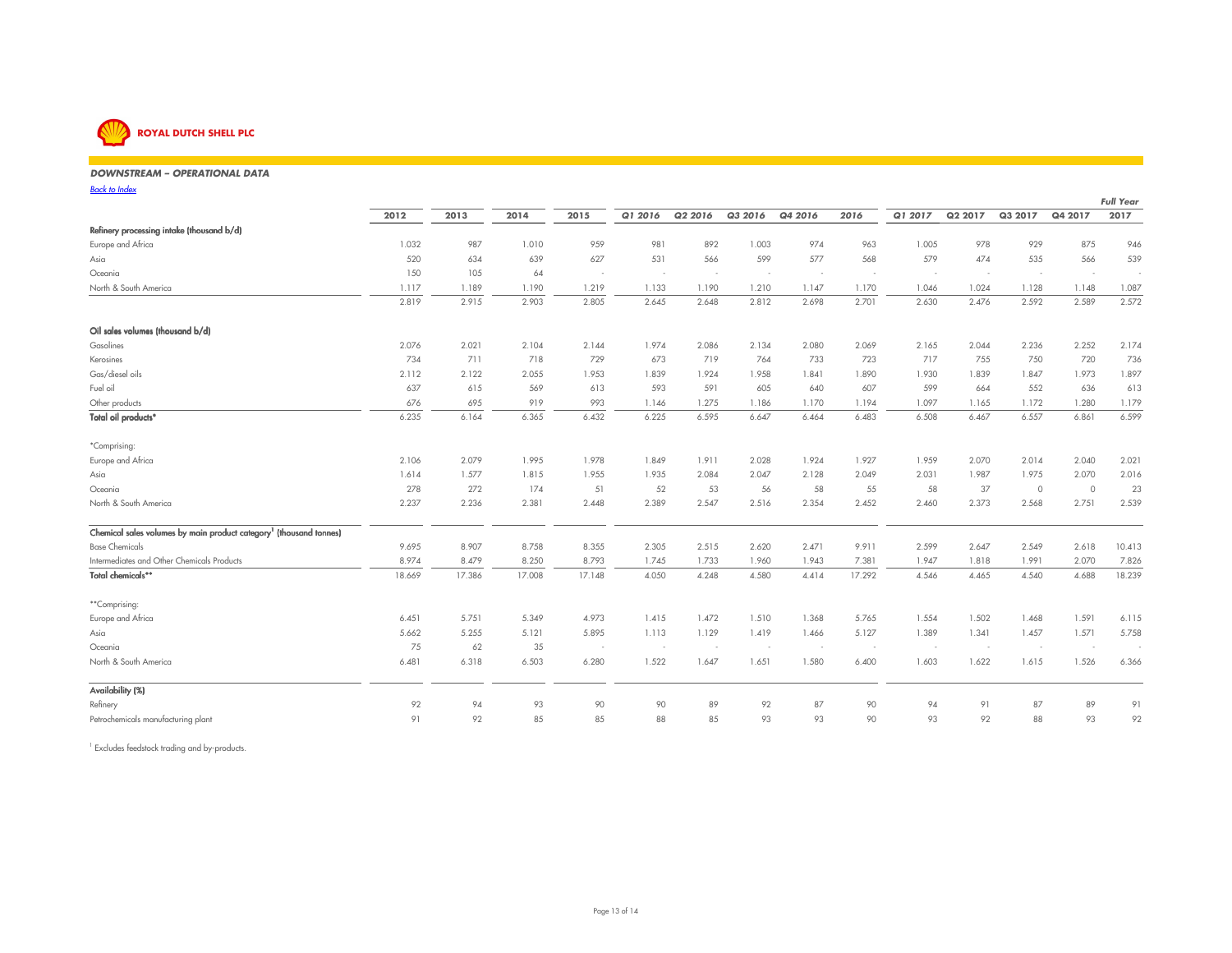**ROYAL DUTCH SHELL PLC**

### *DOWNSTREAM – OPERATIONAL DATA*

*Back to Index*

| | 2012 | 2013 | 2014 | 2015 | Q1 2016 | Q2 2016 | Q3 2016 | Q4 2016 | 2016 | Q1 2017 | Q2 2017 | Q3 2017 | Q4 2017 | Full Year 2017 |
|---|---|---|---|---|---|---|---|---|---|---|---|---|---|---|
| **Refinery processing intake (thousand b/d)** | | | | | | | | | | | | | | |
| Europe and Africa | 1.032 | 987 | 1.010 | 959 | 981 | 892 | 1.003 | 974 | 963 | 1.005 | 978 | 929 | 875 | 946 |
| Asia | 520 | 634 | 639 | 627 | 531 | 566 | 599 | 577 | 568 | 579 | 474 | 535 | 566 | 539 |
| Oceania | 150 | 105 | 64 | - | - | - | - | - | - | - | - | - | - | - |
| North & South America | 1.117 | 1.189 | 1.190 | 1.219 | 1.133 | 1.190 | 1.210 | 1.147 | 1.170 | 1.046 | 1.024 | 1.128 | 1.148 | 1.087 |
| | 2.819 | 2.915 | 2.903 | 2.805 | 2.645 | 2.648 | 2.812 | 2.698 | 2.701 | 2.630 | 2.476 | 2.592 | 2.589 | 2.572 |
| **Oil sales volumes (thousand b/d)** | | | | | | | | | | | | | | |
| Gasolines | 2.076 | 2.021 | 2.104 | 2.144 | 1.974 | 2.086 | 2.134 | 2.080 | 2.069 | 2.165 | 2.044 | 2.236 | 2.252 | 2.174 |
| Kerosines | 734 | 711 | 718 | 729 | 673 | 719 | 764 | 733 | 723 | 717 | 755 | 750 | 720 | 736 |
| Gas/diesel oils | 2.112 | 2.122 | 2.055 | 1.953 | 1.839 | 1.924 | 1.958 | 1.841 | 1.890 | 1.930 | 1.839 | 1.847 | 1.973 | 1.897 |
| Fuel oil | 637 | 615 | 569 | 613 | 593 | 591 | 605 | 640 | 607 | 599 | 664 | 552 | 636 | 613 |
| Other products | 676 | 695 | 919 | 993 | 1.146 | 1.275 | 1.186 | 1.170 | 1.194 | 1.097 | 1.165 | 1.172 | 1.280 | 1.179 |
| **Total oil products*** | 6.235 | 6.164 | 6.365 | 6.432 | 6.225 | 6.595 | 6.647 | 6.464 | 6.483 | 6.508 | 6.467 | 6.557 | 6.861 | 6.599 |
| *Comprising: | | | | | | | | | | | | | | |
| Europe and Africa | 2.106 | 2.079 | 1.995 | 1.978 | 1.849 | 1.911 | 2.028 | 1.924 | 1.927 | 1.959 | 2.070 | 2.014 | 2.040 | 2.021 |
| Asia | 1.614 | 1.577 | 1.815 | 1.955 | 1.935 | 2.084 | 2.047 | 2.128 | 2.049 | 2.031 | 1.987 | 1.975 | 2.070 | 2.016 |
| Oceania | 278 | 272 | 174 | 51 | 52 | 53 | 56 | 58 | 55 | 58 | 37 | 0 | 0 | 23 |
| North & South America | 2.237 | 2.236 | 2.381 | 2.448 | 2.389 | 2.547 | 2.516 | 2.354 | 2.452 | 2.460 | 2.373 | 2.568 | 2.751 | 2.539 |
| **Chemical sales volumes by main product category[1] (thousand tonnes)** | | | | | | | | | | | | | | |
| Base Chemicals | 9.695 | 8.907 | 8.758 | 8.355 | 2.305 | 2.515 | 2.620 | 2.471 | 9.911 | 2.599 | 2.647 | 2.549 | 2.618 | 10.413 |
| Intermediates and Other Chemicals Products | 8.974 | 8.479 | 8.250 | 8.793 | 1.745 | 1.733 | 1.960 | 1.943 | 7.381 | 1.947 | 1.818 | 1.991 | 2.070 | 7.826 |
| **Total chemicals**** | 18.669 | 17.386 | 17.008 | 17.148 | 4.050 | 4.248 | 4.580 | 4.414 | 17.292 | 4.546 | 4.465 | 4.540 | 4.688 | 18.239 |
| **Comprising: | | | | | | | | | | | | | | |
| Europe and Africa | 6.451 | 5.751 | 5.349 | 4.973 | 1.415 | 1.472 | 1.510 | 1.368 | 5.765 | 1.554 | 1.502 | 1.468 | 1.591 | 6.115 |
| Asia | 5.662 | 5.255 | 5.121 | 5.895 | 1.113 | 1.129 | 1.419 | 1.466 | 5.127 | 1.389 | 1.341 | 1.457 | 1.571 | 5.758 |
| Oceania | 75 | 62 | 35 | - | - | - | - | - | - | - | - | - | - | - |
| North & South America | 6.481 | 6.318 | 6.503 | 6.280 | 1.522 | 1.647 | 1.651 | 1.580 | 6.400 | 1.603 | 1.622 | 1.615 | 1.526 | 6.366 |
| **Availability (%)** | | | | | | | | | | | | | | |
| Refinery | 92 | 94 | 93 | 90 | 90 | 89 | 92 | 87 | 90 | 94 | 91 | 87 | 89 | 91 |
| Petrochemicals manufacturing plant | 91 | 92 | 85 | 85 | 88 | 85 | 93 | 93 | 90 | 93 | 92 | 88 | 93 | 92 |

[1] Excludes feedstock trading and by-products.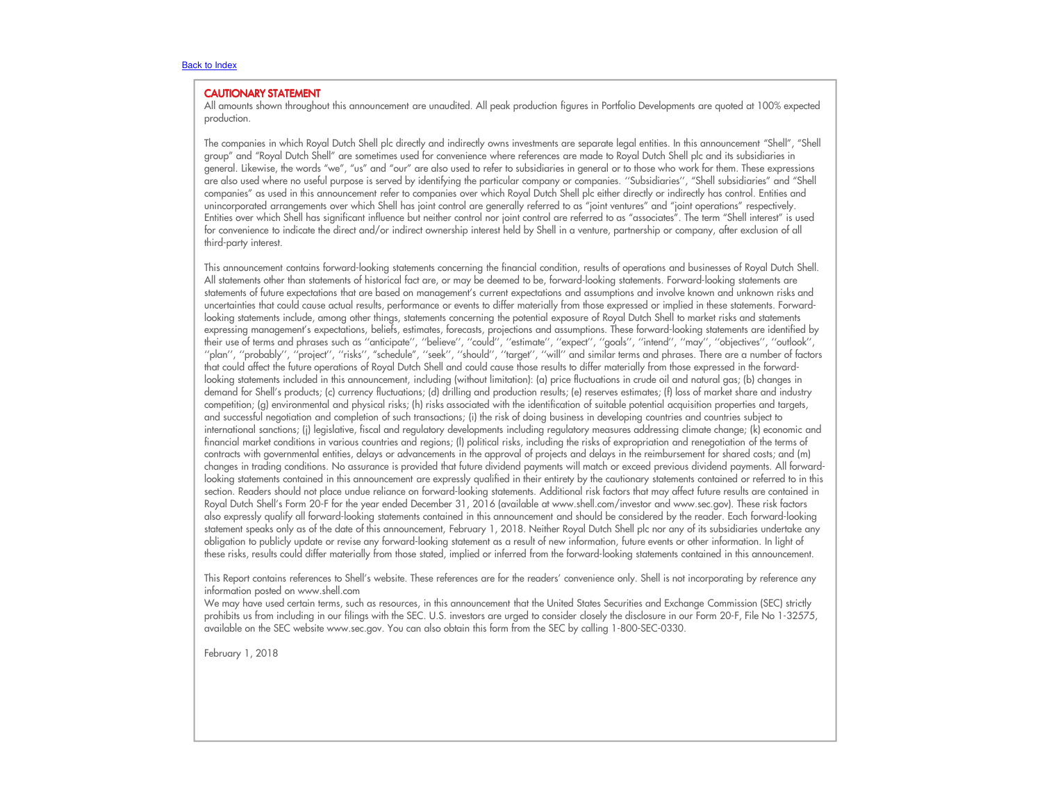[Back to Index](#)

## CAUTIONARY STATEMENT

All amounts shown throughout this announcement are unaudited. All peak production figures in Portfolio Developments are quoted at 100% expected production.

The companies in which Royal Dutch Shell plc directly and indirectly owns investments are separate legal entities. In this announcement "Shell", "Shell group" and "Royal Dutch Shell" are sometimes used for convenience where references are made to Royal Dutch Shell plc and its subsidiaries in general. Likewise, the words "we", "us" and "our" are also used to refer to subsidiaries in general or to those who work for them. These expressions are also used where no useful purpose is served by identifying the particular company or companies. ''Subsidiaries'', "Shell subsidiaries" and "Shell companies" as used in this announcement refer to companies over which Royal Dutch Shell plc either directly or indirectly has control. Entities and unincorporated arrangements over which Shell has joint control are generally referred to as "joint ventures" and "joint operations" respectively. Entities over which Shell has significant influence but neither control nor joint control are referred to as "associates". The term "Shell interest" is used for convenience to indicate the direct and/or indirect ownership interest held by Shell in a venture, partnership or company, after exclusion of all third-party interest.

This announcement contains forward-looking statements concerning the financial condition, results of operations and businesses of Royal Dutch Shell. All statements other than statements of historical fact are, or may be deemed to be, forward-looking statements. Forward-looking statements are statements of future expectations that are based on management's current expectations and assumptions and involve known and unknown risks and uncertainties that could cause actual results, performance or events to differ materially from those expressed or implied in these statements. Forward-looking statements include, among other things, statements concerning the potential exposure of Royal Dutch Shell to market risks and statements expressing management's expectations, beliefs, estimates, forecasts, projections and assumptions. These forward-looking statements are identified by their use of terms and phrases such as ''anticipate'', ''believe'', ''could'', ''estimate'', ''expect'', ''goals'', ''intend'', ''may'', ''objectives'', ''outlook'', ''plan'', ''probably'', ''project'', ''risks'', "schedule", ''seek'', ''should'', ''target'', ''will'' and similar terms and phrases. There are a number of factors that could affect the future operations of Royal Dutch Shell and could cause those results to differ materially from those expressed in the forward-looking statements included in this announcement, including (without limitation): (a) price fluctuations in crude oil and natural gas; (b) changes in demand for Shell's products; (c) currency fluctuations; (d) drilling and production results; (e) reserves estimates; (f) loss of market share and industry competition; (g) environmental and physical risks; (h) risks associated with the identification of suitable potential acquisition properties and targets, and successful negotiation and completion of such transactions; (i) the risk of doing business in developing countries and countries subject to international sanctions; (j) legislative, fiscal and regulatory developments including regulatory measures addressing climate change; (k) economic and financial market conditions in various countries and regions; (l) political risks, including the risks of expropriation and renegotiation of the terms of contracts with governmental entities, delays or advancements in the approval of projects and delays in the reimbursement for shared costs; and (m) changes in trading conditions. No assurance is provided that future dividend payments will match or exceed previous dividend payments. All forward-looking statements contained in this announcement are expressly qualified in their entirety by the cautionary statements contained or referred to in this section. Readers should not place undue reliance on forward-looking statements. Additional risk factors that may affect future results are contained in Royal Dutch Shell's Form 20-F for the year ended December 31, 2016 (available at www.shell.com/investor and www.sec.gov). These risk factors also expressly qualify all forward-looking statements contained in this announcement and should be considered by the reader. Each forward-looking statement speaks only as of the date of this announcement, February 1, 2018. Neither Royal Dutch Shell plc nor any of its subsidiaries undertake any obligation to publicly update or revise any forward-looking statement as a result of new information, future events or other information. In light of these risks, results could differ materially from those stated, implied or inferred from the forward-looking statements contained in this announcement.

This Report contains references to Shell's website. These references are for the readers' convenience only. Shell is not incorporating by reference any information posted on www.shell.com
We may have used certain terms, such as resources, in this announcement that the United States Securities and Exchange Commission (SEC) strictly prohibits us from including in our filings with the SEC. U.S. investors are urged to consider closely the disclosure in our Form 20-F, File No 1-32575, available on the SEC website www.sec.gov. You can also obtain this form from the SEC by calling 1-800-SEC-0330.

February 1, 2018